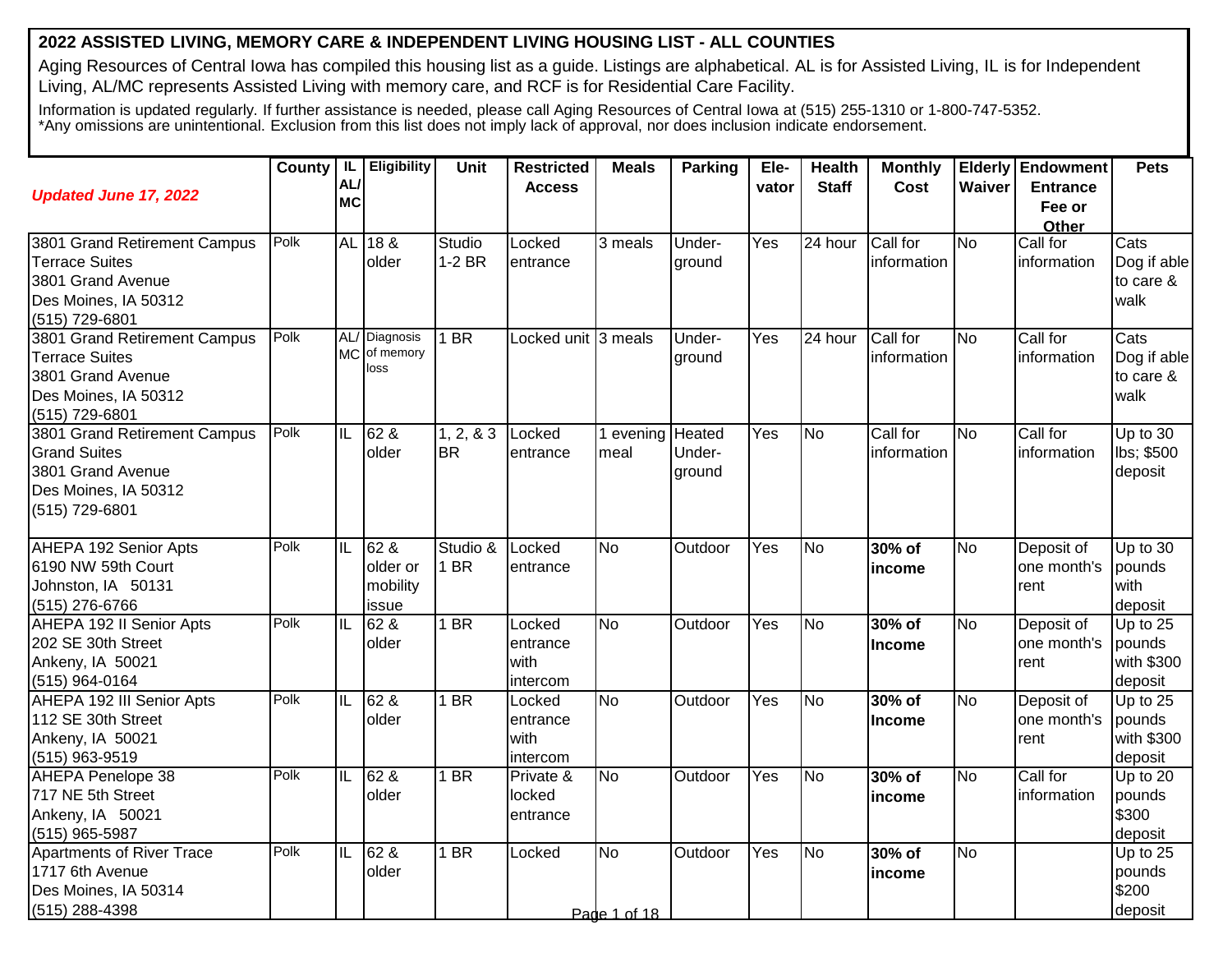# 2022 ASSISTED LIVING, MEMORY CARE & INDEPENDENT LIVING HOUSING LIST - ALL COUNTIES

Aging Resources of Central Iowa has compiled this housing list as a guide. Listings are alphabetical. AL is for Assisted Living, IL is for Independent Living, AL/MC represents Assisted Living with memory care, and RCF is for Residential Care Facility.

Information is updated regularly. If further assistance is needed, please call Aging Resources of Central Iowa at (515) 255-1310 or 1-800-747-5352.
*Any omissions are unintentional. Exclusion from this list does not imply lack of approval, nor does inclusion indicate endorsement.

| *Updated June 17, 2022* | County | IL AL/ MC | Eligibility | Unit | Restricted Access | Meals | Parking | Ele-vator | Health Staff | Monthly Cost | Elderly Waiver | Endowment Entrance Fee or Other | Pets |
|---|---|---|---|---|---|---|---|---|---|---|---|---|---|
| 3801 Grand Retirement Campus Terrace Suites 3801 Grand Avenue Des Moines, IA 50312 (515) 729-6801 | Polk | AL | 18 & older | Studio 1-2 BR | Locked entrance | 3 meals | Under-ground | Yes | 24 hour | Call for information | No | Call for information | Cats Dog if able to care & walk |
| 3801 Grand Retirement Campus Terrace Suites 3801 Grand Avenue Des Moines, IA 50312 (515) 729-6801 | Polk | AL/ MC | Diagnosis of memory loss | 1 BR | Locked unit | 3 meals | Under-ground | Yes | 24 hour | Call for information | No | Call for information | Cats Dog if able to care & walk |
| 3801 Grand Retirement Campus Grand Suites 3801 Grand Avenue Des Moines, IA 50312 (515) 729-6801 | Polk | IL | 62 & older | 1, 2, & 3 BR | Locked entrance | 1 evening meal | Heated Under-ground | Yes | No | Call for information | No | Call for information | Up to 30 lbs; $500 deposit |
| AHEPA 192 Senior Apts 6190 NW 59th Court Johnston, IA 50131 (515) 276-6766 | Polk | IL | 62 & older or mobility issue | Studio & 1 BR | Locked entrance | No | Outdoor | Yes | No | **30% of income** | No | Deposit of one month's rent | Up to 30 pounds with deposit |
| AHEPA 192 II Senior Apts 202 SE 30th Street Ankeny, IA 50021 (515) 964-0164 | Polk | IL | 62 & older | 1 BR | Locked entrance with intercom | No | Outdoor | Yes | No | **30% of Income** | No | Deposit of one month's rent | Up to 25 pounds with $300 deposit |
| AHEPA 192 III Senior Apts 112 SE 30th Street Ankeny, IA 50021 (515) 963-9519 | Polk | IL | 62 & older | 1 BR | Locked entrance with intercom | No | Outdoor | Yes | No | **30% of Income** | No | Deposit of one month's rent | Up to 25 pounds with $300 deposit |
| AHEPA Penelope 38 717 NE 5th Street Ankeny, IA 50021 (515) 965-5987 | Polk | IL | 62 & older | 1 BR | Private & locked entrance | No | Outdoor | Yes | No | **30% of income** | No | Call for information | Up to 20 pounds $300 deposit |
| Apartments of River Trace 1717 6th Avenue Des Moines, IA 50314 (515) 288-4398 | Polk | IL | 62 & older | 1 BR | Locked | No | Outdoor | Yes | No | **30% of income** | No | | Up to 25 pounds $200 deposit |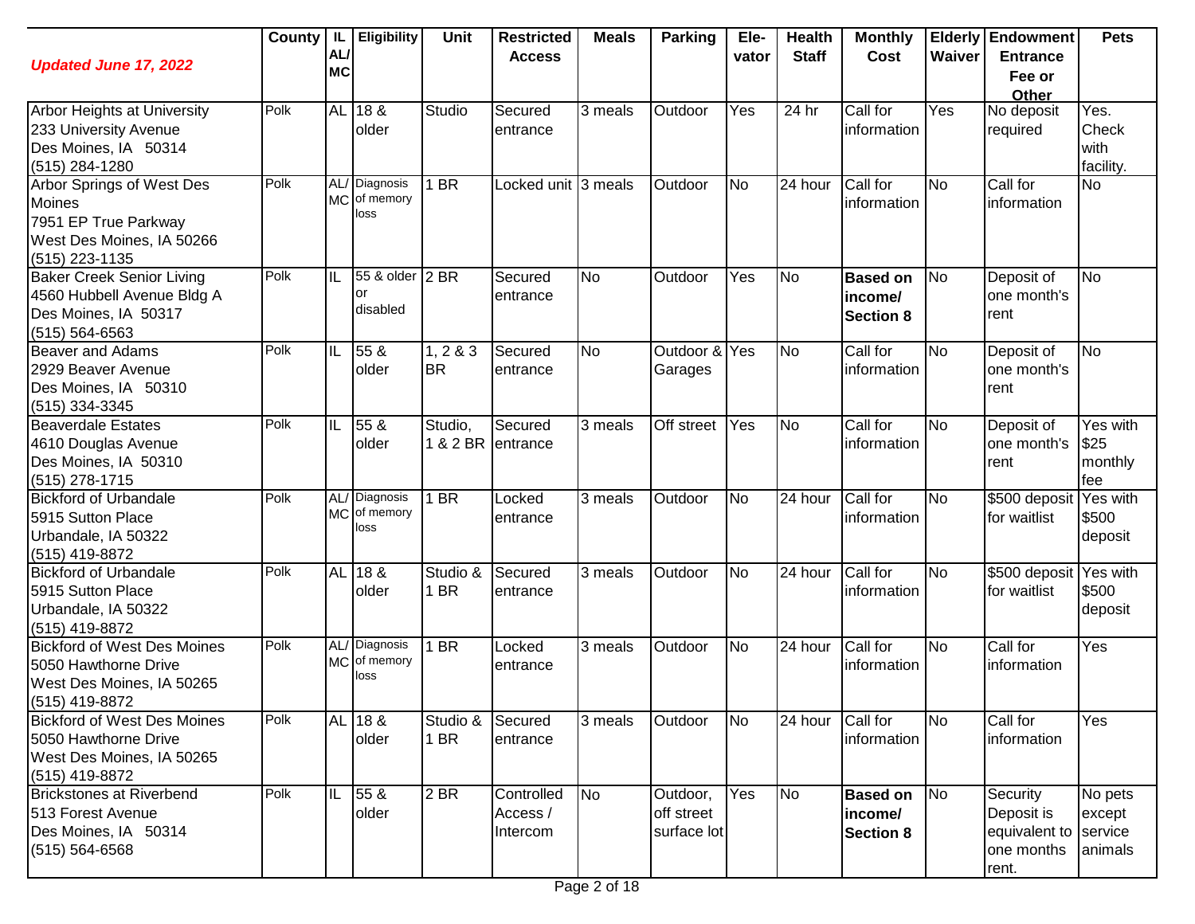| *Updated June 17, 2022* | County | IL AL/ MC | Eligibility | Unit | Restricted Access | Meals | Parking | Ele-vator | Health Staff | Monthly Cost | Elderly Waiver | Endowment Entrance Fee or Other | Pets |
|---|---|---|---|---|---|---|---|---|---|---|---|---|---|
| Arbor Heights at University<br>233 University Avenue<br>Des Moines, IA 50314<br>(515) 284-1280 | Polk | AL | 18 & older | Studio | Secured entrance | 3 meals | Outdoor | Yes | 24 hr | Call for information | Yes | No deposit required | Yes. Check with facility. |
| Arbor Springs of West Des Moines<br>7951 EP True Parkway<br>West Des Moines, IA 50266<br>(515) 223-1135 | Polk | AL/ MC | Diagnosis of memory loss | 1 BR | Locked unit | 3 meals | Outdoor | No | 24 hour | Call for information | No | Call for information | No |
| Baker Creek Senior Living<br>4560 Hubbell Avenue Bldg A<br>Des Moines, IA 50317<br>(515) 564-6563 | Polk | IL | 55 & older or disabled | 2 BR | Secured entrance | No | Outdoor | Yes | No | **Based on income/ Section 8** | No | Deposit of one month's rent | No |
| Beaver and Adams<br>2929 Beaver Avenue<br>Des Moines, IA 50310<br>(515) 334-3345 | Polk | IL | 55 & older | 1, 2 & 3 BR | Secured entrance | No | Outdoor & Garages | Yes | No | Call for information | No | Deposit of one month's rent | No |
| Beaverdale Estates<br>4610 Douglas Avenue<br>Des Moines, IA 50310<br>(515) 278-1715 | Polk | IL | 55 & older | Studio, 1 & 2 BR | Secured entrance | 3 meals | Off street | Yes | No | Call for information | No | Deposit of one month's rent | Yes with $25 monthly fee |
| Bickford of Urbandale<br>5915 Sutton Place<br>Urbandale, IA 50322<br>(515) 419-8872 | Polk | AL/ MC | Diagnosis of memory loss | 1 BR | Locked entrance | 3 meals | Outdoor | No | 24 hour | Call for information | No | $500 deposit for waitlist | Yes with $500 deposit |
| Bickford of Urbandale<br>5915 Sutton Place<br>Urbandale, IA 50322<br>(515) 419-8872 | Polk | AL | 18 & older | Studio & 1 BR | Secured entrance | 3 meals | Outdoor | No | 24 hour | Call for information | No | $500 deposit for waitlist | Yes with $500 deposit |
| Bickford of West Des Moines<br>5050 Hawthorne Drive<br>West Des Moines, IA 50265<br>(515) 419-8872 | Polk | AL/ MC | Diagnosis of memory loss | 1 BR | Locked entrance | 3 meals | Outdoor | No | 24 hour | Call for information | No | Call for information | Yes |
| Bickford of West Des Moines<br>5050 Hawthorne Drive<br>West Des Moines, IA 50265<br>(515) 419-8872 | Polk | AL | 18 & older | Studio & 1 BR | Secured entrance | 3 meals | Outdoor | No | 24 hour | Call for information | No | Call for information | Yes |
| Brickstones at Riverbend<br>513 Forest Avenue<br>Des Moines, IA 50314<br>(515) 564-6568 | Polk | IL | 55 & older | 2 BR | Controlled Access / Intercom | No | Outdoor, off street surface lot | Yes | No | **Based on income/ Section 8** | No | Security Deposit is equivalent to one months rent. | No pets except service animals |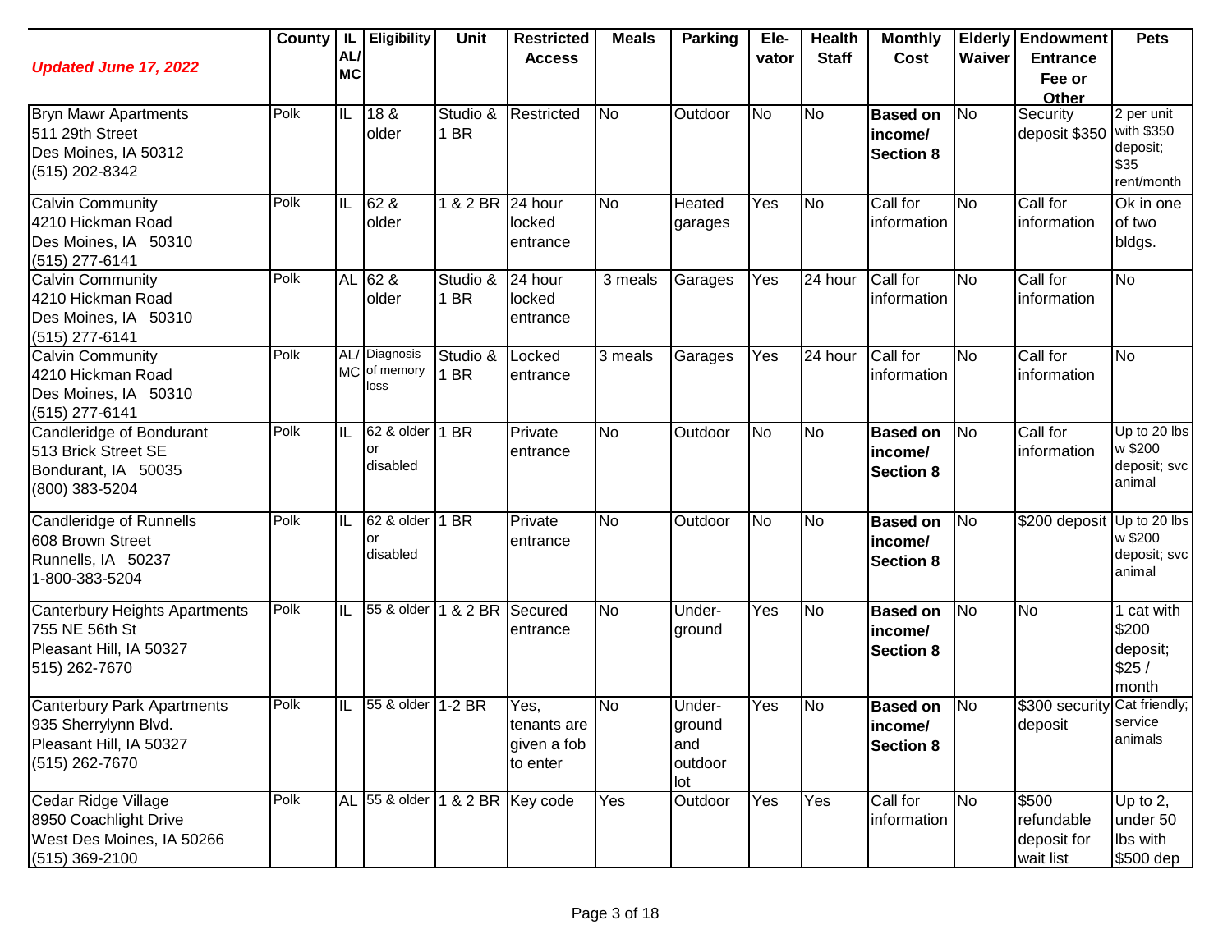| *Updated June 17, 2022* | County | IL AL/ MC | Eligibility | Unit | Restricted Access | Meals | Parking | Ele-vator | Health Staff | Monthly Cost | Elderly Waiver | Endowment Entrance Fee or Other | Pets |
|---|---|---|---|---|---|---|---|---|---|---|---|---|---|
| Bryn Mawr Apartments<br>511 29th Street<br>Des Moines, IA 50312<br>(515) 202-8342 | Polk | IL | 18 & older | Studio & 1 BR | Restricted | No | Outdoor | No | No | **Based on income/ Section 8** | No | Security deposit $350 | 2 per unit with $350 deposit; $35 rent/month |
| Calvin Community<br>4210 Hickman Road<br>Des Moines, IA 50310<br>(515) 277-6141 | Polk | IL | 62 & older | 1 & 2 BR | 24 hour locked entrance | No | Heated garages | Yes | No | Call for information | No | Call for information | Ok in one of two bldgs. |
| Calvin Community<br>4210 Hickman Road<br>Des Moines, IA 50310<br>(515) 277-6141 | Polk | AL | 62 & older | Studio & 1 BR | 24 hour locked entrance | 3 meals | Garages | Yes | 24 hour | Call for information | No | Call for information | No |
| Calvin Community<br>4210 Hickman Road<br>Des Moines, IA 50310<br>(515) 277-6141 | Polk | AL/ MC | Diagnosis of memory loss | Studio & 1 BR | Locked entrance | 3 meals | Garages | Yes | 24 hour | Call for information | No | Call for information | No |
| Candleridge of Bondurant<br>513 Brick Street SE<br>Bondurant, IA 50035<br>(800) 383-5204 | Polk | IL | 62 & older or disabled | 1 BR | Private entrance | No | Outdoor | No | No | **Based on income/ Section 8** | No | Call for information | Up to 20 lbs w $200 deposit; svc animal |
| Candleridge of Runnells<br>608 Brown Street<br>Runnells, IA 50237<br>1-800-383-5204 | Polk | IL | 62 & older or disabled | 1 BR | Private entrance | No | Outdoor | No | No | **Based on income/ Section 8** | No | $200 deposit | Up to 20 lbs w $200 deposit; svc animal |
| Canterbury Heights Apartments<br>755 NE 56th St<br>Pleasant Hill, IA 50327<br>515) 262-7670 | Polk | IL | 55 & older | 1 & 2 BR | Secured entrance | No | Under-ground | Yes | No | **Based on income/ Section 8** | No | No | 1 cat with $200 deposit; $25 / month |
| Canterbury Park Apartments<br>935 Sherrylynn Blvd.<br>Pleasant Hill, IA 50327<br>(515) 262-7670 | Polk | IL | 55 & older | 1-2 BR | Yes, tenants are given a fob to enter | No | Under-ground and outdoor lot | Yes | No | **Based on income/ Section 8** | No | $300 security deposit | Cat friendly; service animals |
| Cedar Ridge Village<br>8950 Coachlight Drive<br>West Des Moines, IA 50266<br>(515) 369-2100 | Polk | AL | 55 & older | 1 & 2 BR | Key code | Yes | Outdoor | Yes | Yes | Call for information | No | $500 refundable deposit for wait list | Up to 2, under 50 lbs with $500 dep |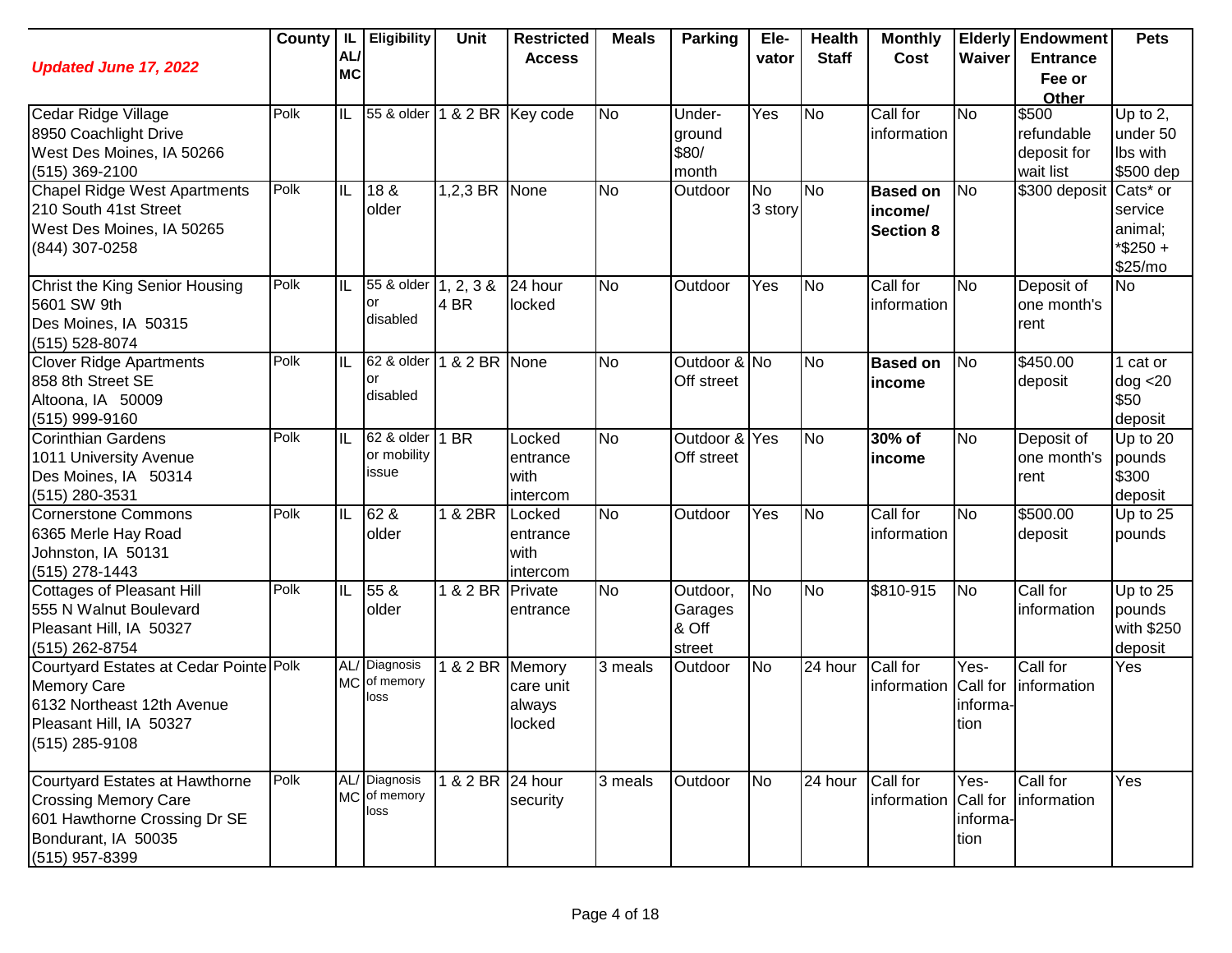| *Updated June 17, 2022* | County | IL AL/ MC | Eligibility | Unit | Restricted Access | Meals | Parking | Ele-vator | Health Staff | Monthly Cost | Elderly Waiver | Endowment Entrance Fee or Other | Pets |
|---|---|---|---|---|---|---|---|---|---|---|---|---|---|
| Cedar Ridge Village<br>8950 Coachlight Drive<br>West Des Moines, IA 50266<br>(515) 369-2100 | Polk | IL | 55 & older | 1 & 2 BR | Key code | No | Under-ground $80/ month | Yes | No | Call for information | No | $500 refundable deposit for wait list | Up to 2, under 50 lbs with $500 dep |
| Chapel Ridge West Apartments<br>210 South 41st Street<br>West Des Moines, IA 50265<br>(844) 307-0258 | Polk | IL | 18 & older | 1,2,3 BR | None | No | Outdoor | No 3 story | No | **Based on income/ Section 8** | No | $300 deposit | Cats* or service animal; *$250 + $25/mo |
| Christ the King Senior Housing<br>5601 SW 9th<br>Des Moines, IA 50315<br>(515) 528-8074 | Polk | IL | 55 & older or disabled | 1, 2, 3 & 4 BR | 24 hour locked | No | Outdoor | Yes | No | Call for information | No | Deposit of one month's rent | No |
| Clover Ridge Apartments<br>858 8th Street SE<br>Altoona, IA 50009<br>(515) 999-9160 | Polk | IL | 62 & older or disabled | 1 & 2 BR | None | No | Outdoor & Off street | No | No | **Based on income** | No | $450.00 deposit | 1 cat or dog <20 $50 deposit |
| Corinthian Gardens<br>1011 University Avenue<br>Des Moines, IA 50314<br>(515) 280-3531 | Polk | IL | 62 & older or mobility issue | 1 BR | Locked entrance with intercom | No | Outdoor & Off street | Yes | No | **30% of income** | No | Deposit of one month's rent | Up to 20 pounds $300 deposit |
| Cornerstone Commons<br>6365 Merle Hay Road<br>Johnston, IA 50131<br>(515) 278-1443 | Polk | IL | 62 & older | 1 & 2BR | Locked entrance with intercom | No | Outdoor | Yes | No | Call for information | No | $500.00 deposit | Up to 25 pounds |
| Cottages of Pleasant Hill<br>555 N Walnut Boulevard<br>Pleasant Hill, IA 50327<br>(515) 262-8754 | Polk | IL | 55 & older | 1 & 2 BR | Private entrance | No | Outdoor, Garages & Off street | No | No | $810-915 | No | Call for information | Up to 25 pounds with $250 deposit |
| Courtyard Estates at Cedar Pointe Memory Care<br>6132 Northeast 12th Avenue<br>Pleasant Hill, IA 50327<br>(515) 285-9108 | Polk | AL/ MC | Diagnosis of memory loss | 1 & 2 BR | Memory care unit always locked | 3 meals | Outdoor | No | 24 hour | Call for information | Yes- Call for information | Call for information | Yes |
| Courtyard Estates at Hawthorne Crossing Memory Care<br>601 Hawthorne Crossing Dr SE<br>Bondurant, IA 50035<br>(515) 957-8399 | Polk | AL/ MC | Diagnosis of memory loss | 1 & 2 BR | 24 hour security | 3 meals | Outdoor | No | 24 hour | Call for information | Yes- Call for information | Call for information | Yes |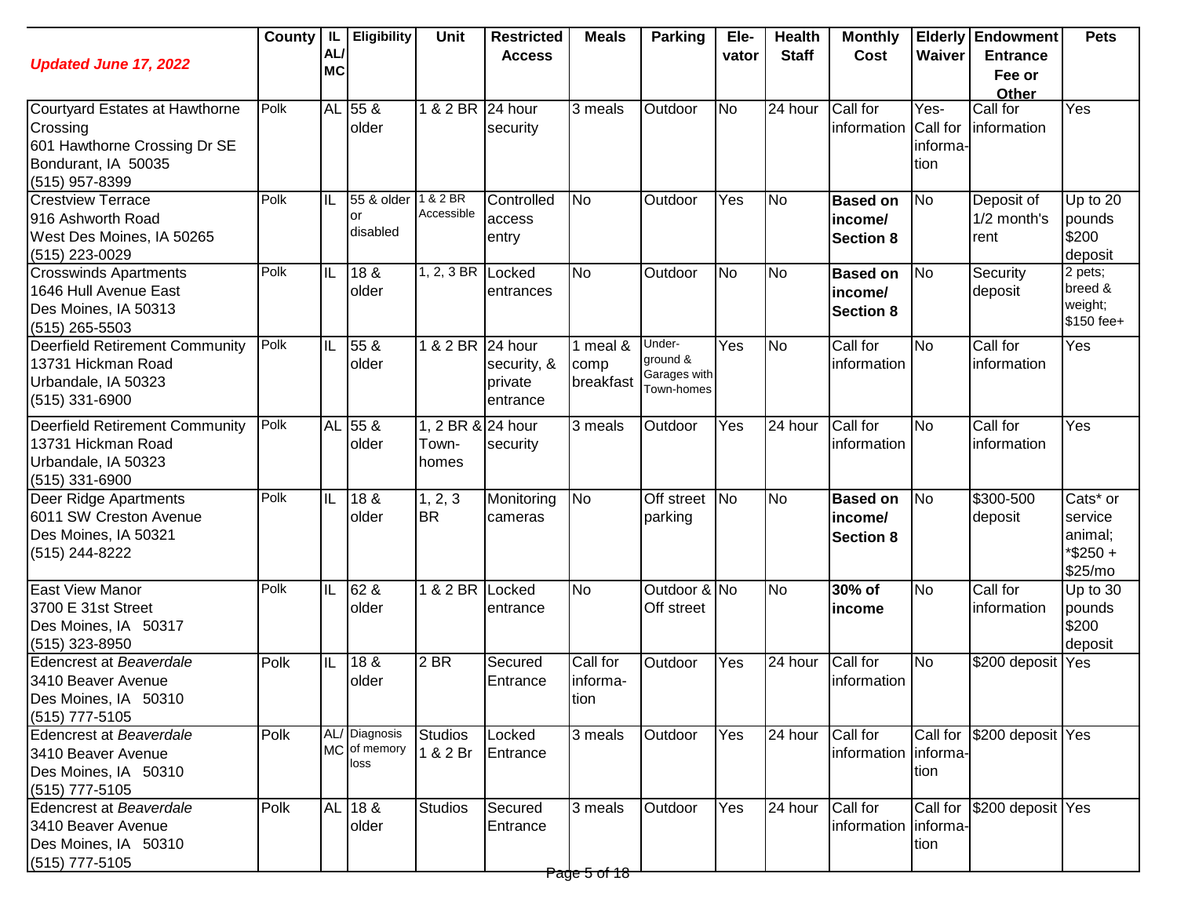| ***Updated June 17, 2022*** | County | IL AL/ MC | Eligibility | Unit | Restricted Access | Meals | Parking | Ele-vator | Health Staff | Monthly Cost | Elderly Waiver | Endowment Entrance Fee or Other | Pets |
|---|---|---|---|---|---|---|---|---|---|---|---|---|---|
| Courtyard Estates at Hawthorne Crossing<br>601 Hawthorne Crossing Dr SE<br>Bondurant, IA 50035<br>(515) 957-8399 | Polk | AL | 55 & older | 1 & 2 BR | 24 hour security | 3 meals | Outdoor | No | 24 hour | Call for information | Yes- Call for informa-tion | Call for information | Yes |
| Crestview Terrace<br>916 Ashworth Road<br>West Des Moines, IA 50265<br>(515) 223-0029 | Polk | IL | 55 & older or disabled | 1 & 2 BR Accessible | Controlled access entry | No | Outdoor | Yes | No | **Based on income/ Section 8** | No | Deposit of 1/2 month's rent | Up to 20 pounds $200 deposit |
| Crosswinds Apartments<br>1646 Hull Avenue East<br>Des Moines, IA 50313<br>(515) 265-5503 | Polk | IL | 18 & older | 1, 2, 3 BR | Locked entrances | No | Outdoor | No | No | **Based on income/ Section 8** | No | Security deposit | 2 pets; breed & weight; $150 fee+ |
| Deerfield Retirement Community<br>13731 Hickman Road<br>Urbandale, IA 50323<br>(515) 331-6900 | Polk | IL | 55 & older | 1 & 2 BR | 24 hour security, & private entrance | 1 meal & comp breakfast | Under-ground & Garages with Town-homes | Yes | No | Call for information | No | Call for information | Yes |
| Deerfield Retirement Community<br>13731 Hickman Road<br>Urbandale, IA 50323<br>(515) 331-6900 | Polk | AL | 55 & older | 1, 2 BR & Town-homes | 24 hour security | 3 meals | Outdoor | Yes | 24 hour | Call for information | No | Call for information | Yes |
| Deer Ridge Apartments<br>6011 SW Creston Avenue<br>Des Moines, IA 50321<br>(515) 244-8222 | Polk | IL | 18 & older | 1, 2, 3 BR | Monitoring cameras | No | Off street parking | No | No | **Based on income/ Section 8** | No | $300-500 deposit | Cats* or service animal; *$250 + $25/mo |
| East View Manor<br>3700 E 31st Street<br>Des Moines, IA 50317<br>(515) 323-8950 | Polk | IL | 62 & older | 1 & 2 BR | Locked entrance | No | Outdoor & Off street | No | No | **30% of income** | No | Call for information | Up to 30 pounds $200 deposit |
| Edencrest at *Beaverdale*<br>3410 Beaver Avenue<br>Des Moines, IA 50310<br>(515) 777-5105 | Polk | IL | 18 & older | 2 BR | Secured Entrance | Call for informa-tion | Outdoor | Yes | 24 hour | Call for information | No | $200 deposit | Yes |
| Edencrest at *Beaverdale*<br>3410 Beaver Avenue<br>Des Moines, IA 50310<br>(515) 777-5105 | Polk | AL/ MC | Diagnosis of memory loss | Studios 1 & 2 Br | Locked Entrance | 3 meals | Outdoor | Yes | 24 hour | Call for information | Call for informa-tion | $200 deposit | Yes |
| Edencrest at *Beaverdale*<br>3410 Beaver Avenue<br>Des Moines, IA 50310<br>(515) 777-5105 | Polk | AL | 18 & older | Studios | Secured Entrance | 3 meals | Outdoor | Yes | 24 hour | Call for information | Call for informa-tion | $200 deposit | Yes |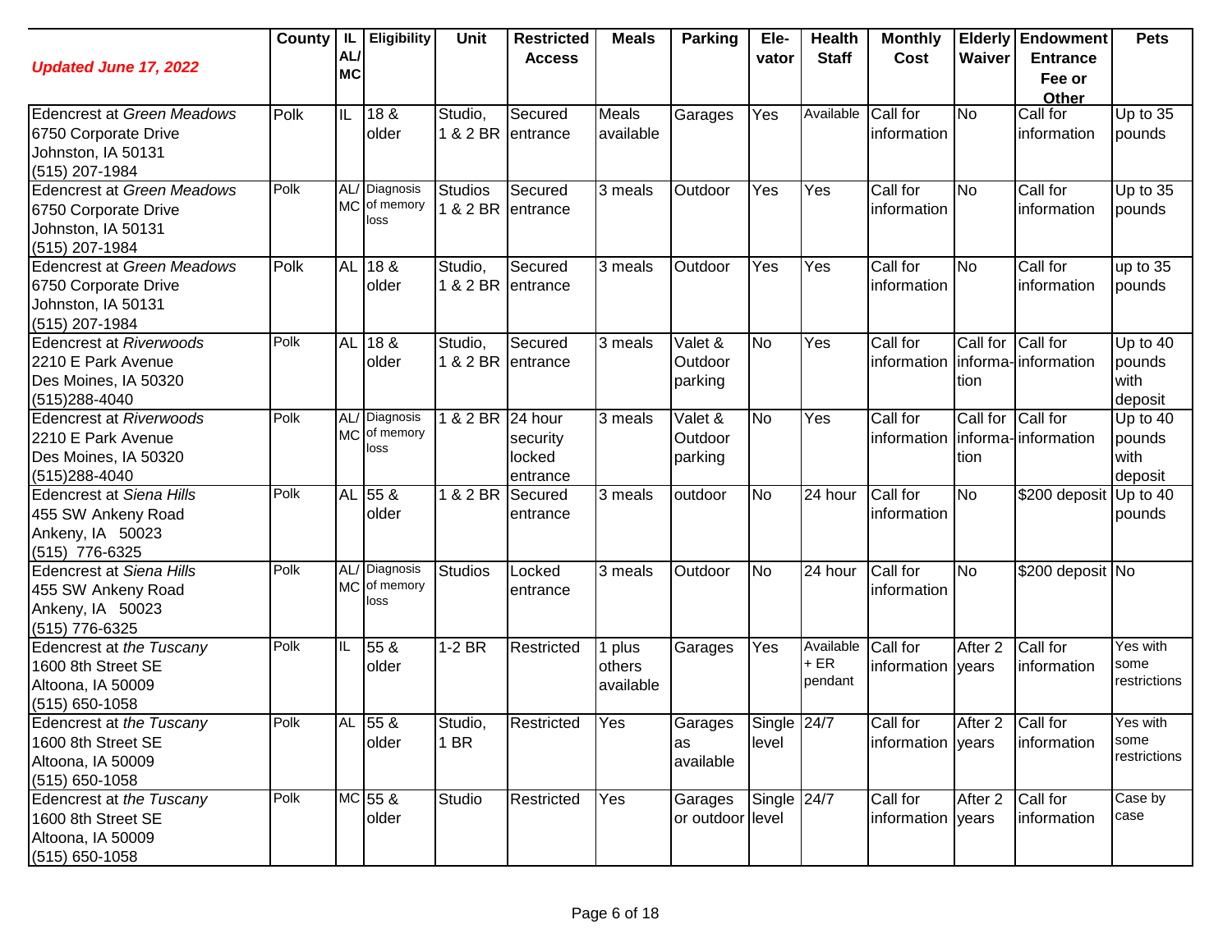| *Updated June 17, 2022* | County | IL AL/ MC | Eligibility | Unit | Restricted Access | Meals | Parking | Ele-vator | Health Staff | Monthly Cost | Elderly Waiver | Endowment Entrance Fee or Other | Pets |
|---|---|---|---|---|---|---|---|---|---|---|---|---|---|
| Edencrest at *Green Meadows* 6750 Corporate Drive Johnston, IA 50131 (515) 207-1984 | Polk | IL | 18 & older | Studio, 1 & 2 BR | Secured entrance | Meals available | Garages | Yes | Available | Call for information | No | Call for information | Up to 35 pounds |
| Edencrest at *Green Meadows* 6750 Corporate Drive Johnston, IA 50131 (515) 207-1984 | Polk | AL/ MC | Diagnosis of memory loss | Studios 1 & 2 BR | Secured entrance | 3 meals | Outdoor | Yes | Yes | Call for information | No | Call for information | Up to 35 pounds |
| Edencrest at *Green Meadows* 6750 Corporate Drive Johnston, IA 50131 (515) 207-1984 | Polk | AL | 18 & older | Studio, 1 & 2 BR | Secured entrance | 3 meals | Outdoor | Yes | Yes | Call for information | No | Call for information | up to 35 pounds |
| Edencrest at *Riverwoods* 2210 E Park Avenue Des Moines, IA 50320 (515)288-4040 | Polk | AL | 18 & older | Studio, 1 & 2 BR | Secured entrance | 3 meals | Valet & Outdoor parking | No | Yes | Call for information | Call for informa-tion | Call for information | Up to 40 pounds with deposit |
| Edencrest at *Riverwoods* 2210 E Park Avenue Des Moines, IA 50320 (515)288-4040 | Polk | AL/ MC | Diagnosis of memory loss | 1 & 2 BR | 24 hour security locked entrance | 3 meals | Valet & Outdoor parking | No | Yes | Call for information | Call for informa-tion | Call for information | Up to 40 pounds with deposit |
| Edencrest at *Siena Hills* 455 SW Ankeny Road Ankeny, IA 50023 (515) 776-6325 | Polk | AL | 55 & older | 1 & 2 BR | Secured entrance | 3 meals | outdoor | No | 24 hour | Call for information | No | $200 deposit | Up to 40 pounds |
| Edencrest at *Siena Hills* 455 SW Ankeny Road Ankeny, IA 50023 (515) 776-6325 | Polk | AL/ MC | Diagnosis of memory loss | Studios | Locked entrance | 3 meals | Outdoor | No | 24 hour | Call for information | No | $200 deposit | No |
| Edencrest at *the Tuscany* 1600 8th Street SE Altoona, IA 50009 (515) 650-1058 | Polk | IL | 55 & older | 1-2 BR | Restricted | 1 plus others available | Garages | Yes | Available + ER pendant | Call for information | After 2 years | Call for information | Yes with some restrictions |
| Edencrest at *the Tuscany* 1600 8th Street SE Altoona, IA 50009 (515) 650-1058 | Polk | AL | 55 & older | Studio, 1 BR | Restricted | Yes | Garages as available | Single level | 24/7 | Call for information | After 2 years | Call for information | Yes with some restrictions |
| Edencrest at *the Tuscany* 1600 8th Street SE Altoona, IA 50009 (515) 650-1058 | Polk | MC | 55 & older | Studio | Restricted | Yes | Garages or outdoor | Single level | 24/7 | Call for information | After 2 years | Call for information | Case by case |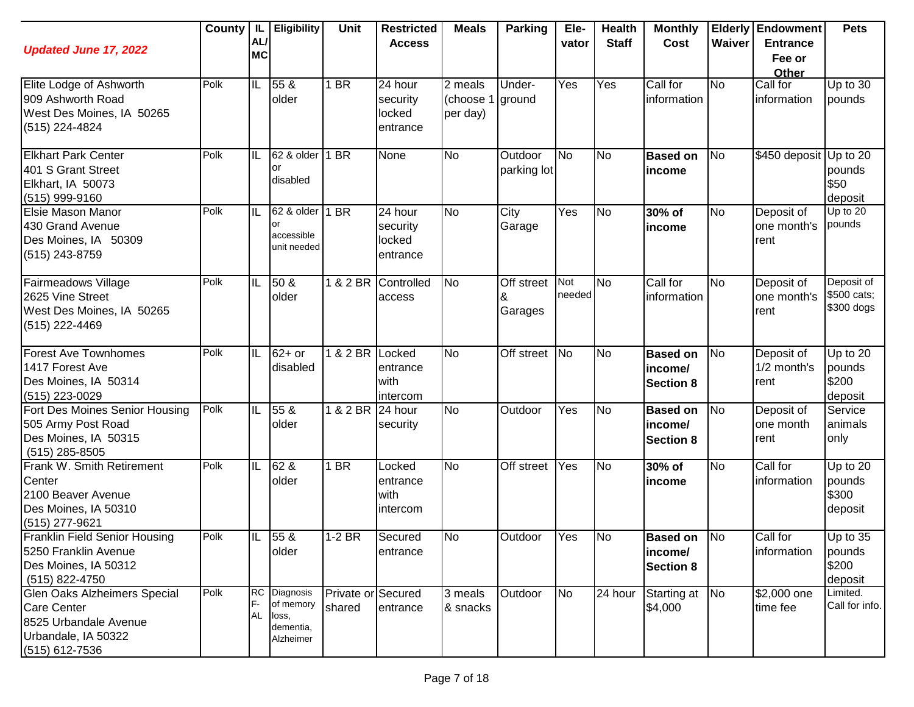| *Updated June 17, 2022* | County | IL AL/ MC | Eligibility | Unit | Restricted Access | Meals | Parking | Ele-vator | Health Staff | Monthly Cost | Elderly Waiver | Endowment Entrance Fee or Other | Pets |
|---|---|---|---|---|---|---|---|---|---|---|---|---|---|
| Elite Lodge of Ashworth<br>909 Ashworth Road<br>West Des Moines, IA 50265<br>(515) 224-4824 | Polk | IL | 55 & older | 1 BR | 24 hour security locked entrance | 2 meals (choose 1 per day) | Under-ground | Yes | Yes | Call for information | No | Call for information | Up to 30 pounds |
| Elkhart Park Center<br>401 S Grant Street<br>Elkhart, IA 50073<br>(515) 999-9160 | Polk | IL | 62 & older or disabled | 1 BR | None | No | Outdoor parking lot | No | No | **Based on income** | No | $450 deposit | Up to 20 pounds $50 deposit |
| Elsie Mason Manor<br>430 Grand Avenue<br>Des Moines, IA 50309<br>(515) 243-8759 | Polk | IL | 62 & older or accessible unit needed | 1 BR | 24 hour security locked entrance | No | City Garage | Yes | No | **30% of income** | No | Deposit of one month's rent | Up to 20 pounds |
| Fairmeadows Village<br>2625 Vine Street<br>West Des Moines, IA 50265<br>(515) 222-4469 | Polk | IL | 50 & older | 1 & 2 BR | Controlled access | No | Off street & Garages | Not needed | No | Call for information | No | Deposit of one month's rent | Deposit of $500 cats; $300 dogs |
| Forest Ave Townhomes<br>1417 Forest Ave<br>Des Moines, IA 50314<br>(515) 223-0029 | Polk | IL | 62+ or disabled | 1 & 2 BR | Locked entrance with intercom | No | Off street | No | No | **Based on income/ Section 8** | No | Deposit of 1/2 month's rent | Up to 20 pounds $200 deposit |
| Fort Des Moines Senior Housing<br>505 Army Post Road<br>Des Moines, IA 50315<br>(515) 285-8505 | Polk | IL | 55 & older | 1 & 2 BR | 24 hour security | No | Outdoor | Yes | No | **Based on income/ Section 8** | No | Deposit of one month rent | Service animals only |
| Frank W. Smith Retirement Center<br>2100 Beaver Avenue<br>Des Moines, IA 50310<br>(515) 277-9621 | Polk | IL | 62 & older | 1 BR | Locked entrance with intercom | No | Off street | Yes | No | **30% of income** | No | Call for information | Up to 20 pounds $300 deposit |
| Franklin Field Senior Housing<br>5250 Franklin Avenue<br>Des Moines, IA 50312<br>(515) 822-4750 | Polk | IL | 55 & older | 1-2 BR | Secured entrance | No | Outdoor | Yes | No | **Based on income/ Section 8** | No | Call for information | Up to 35 pounds $200 deposit |
| Glen Oaks Alzheimers Special Care Center<br>8525 Urbandale Avenue<br>Urbandale, IA 50322<br>(515) 612-7536 | Polk | RCF-AL | Diagnosis of memory loss, dementia, Alzheimer | Private or shared | Secured entrance | 3 meals & snacks | Outdoor | No | 24 hour | Starting at $4,000 | No | $2,000 one time fee | Limited. Call for info. |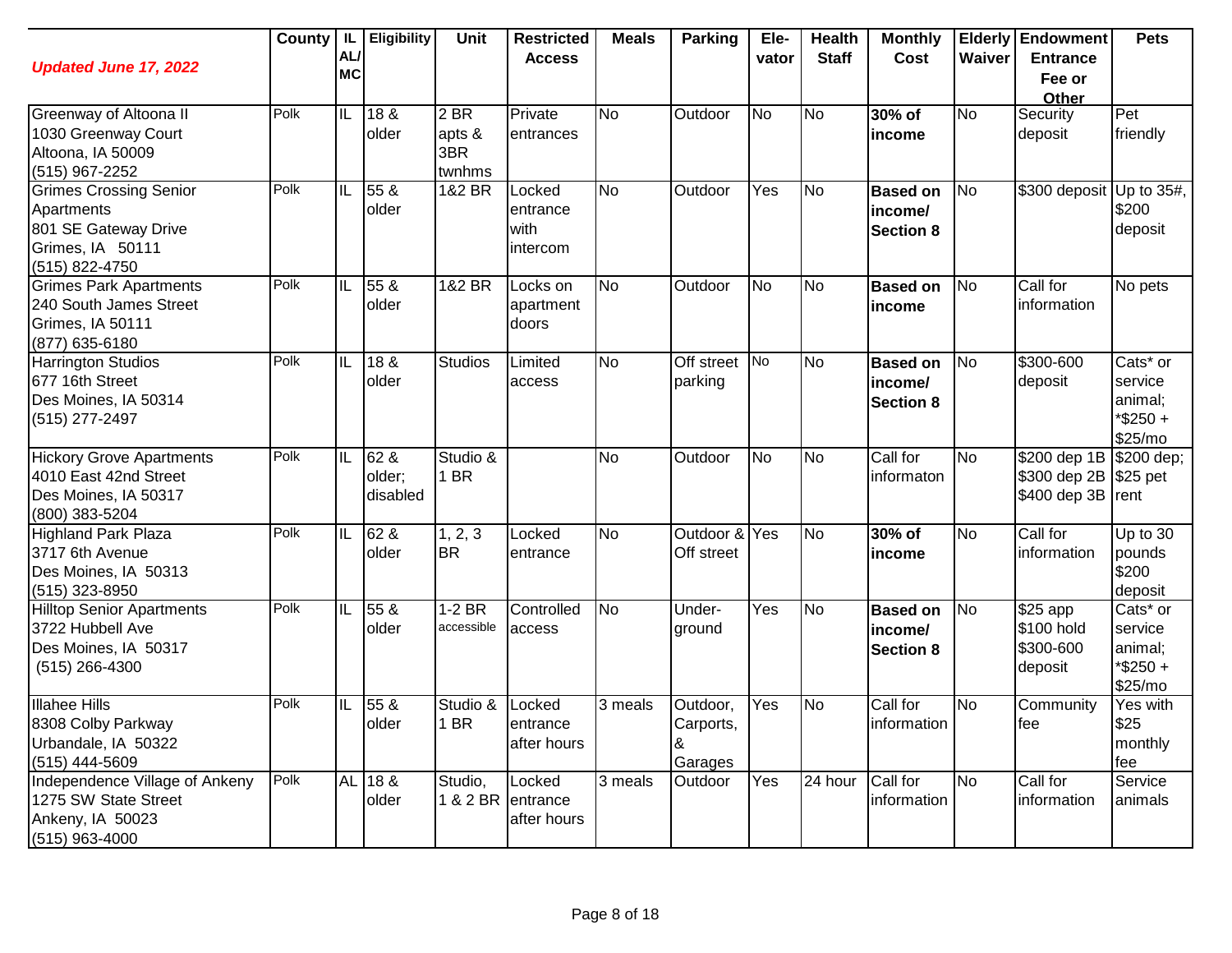| *Updated June 17, 2022* | County | IL AL/ MC | Eligibility | Unit | Restricted Access | Meals | Parking | Ele-vator | Health Staff | Monthly Cost | Elderly Waiver | Endowment Entrance Fee or Other | Pets |
|---|---|---|---|---|---|---|---|---|---|---|---|---|---|
| Greenway of Altoona II<br>1030 Greenway Court<br>Altoona, IA 50009<br>(515) 967-2252 | Polk | IL | 18 & older | 2 BR apts & 3BR twnhms | Private entrances | No | Outdoor | No | No | **30% of income** | No | Security deposit | Pet friendly |
| Grimes Crossing Senior Apartments<br>801 SE Gateway Drive<br>Grimes, IA 50111<br>(515) 822-4750 | Polk | IL | 55 & older | 1&2 BR | Locked entrance with intercom | No | Outdoor | Yes | No | **Based on income/ Section 8** | No | $300 deposit | Up to 35#, $200 deposit |
| Grimes Park Apartments<br>240 South James Street<br>Grimes, IA 50111<br>(877) 635-6180 | Polk | IL | 55 & older | 1&2 BR | Locks on apartment doors | No | Outdoor | No | No | **Based on income** | No | Call for information | No pets |
| Harrington Studios<br>677 16th Street<br>Des Moines, IA 50314<br>(515) 277-2497 | Polk | IL | 18 & older | Studios | Limited access | No | Off street parking | No | No | **Based on income/ Section 8** | No | $300-600 deposit | Cats* or service animal; *$250 + $25/mo |
| Hickory Grove Apartments<br>4010 East 42nd Street<br>Des Moines, IA 50317<br>(800) 383-5204 | Polk | IL | 62 & older; disabled | Studio & 1 BR | | No | Outdoor | No | No | Call for informaton | No | $200 dep 1B $300 dep 2B $400 dep 3B | $200 dep; $25 pet rent |
| Highland Park Plaza<br>3717 6th Avenue<br>Des Moines, IA 50313<br>(515) 323-8950 | Polk | IL | 62 & older | 1, 2, 3 BR | Locked entrance | No | Outdoor & Off street | Yes | No | **30% of income** | No | Call for information | Up to 30 pounds $200 deposit |
| Hilltop Senior Apartments<br>3722 Hubbell Ave<br>Des Moines, IA 50317<br>(515) 266-4300 | Polk | IL | 55 & older | 1-2 BR accessible | Controlled access | No | Under-ground | Yes | No | **Based on income/ Section 8** | No | $25 app $100 hold $300-600 deposit | Cats* or service animal; *$250 + $25/mo |
| Illahee Hills<br>8308 Colby Parkway<br>Urbandale, IA 50322<br>(515) 444-5609 | Polk | IL | 55 & older | Studio & 1 BR | Locked entrance after hours | 3 meals | Outdoor, Carports, & Garages | Yes | No | Call for information | No | Community fee | Yes with $25 monthly fee |
| Independence Village of Ankeny<br>1275 SW State Street<br>Ankeny, IA 50023<br>(515) 963-4000 | Polk | AL | 18 & older | Studio, 1 & 2 BR | Locked entrance after hours | 3 meals | Outdoor | Yes | 24 hour | Call for information | No | Call for information | Service animals |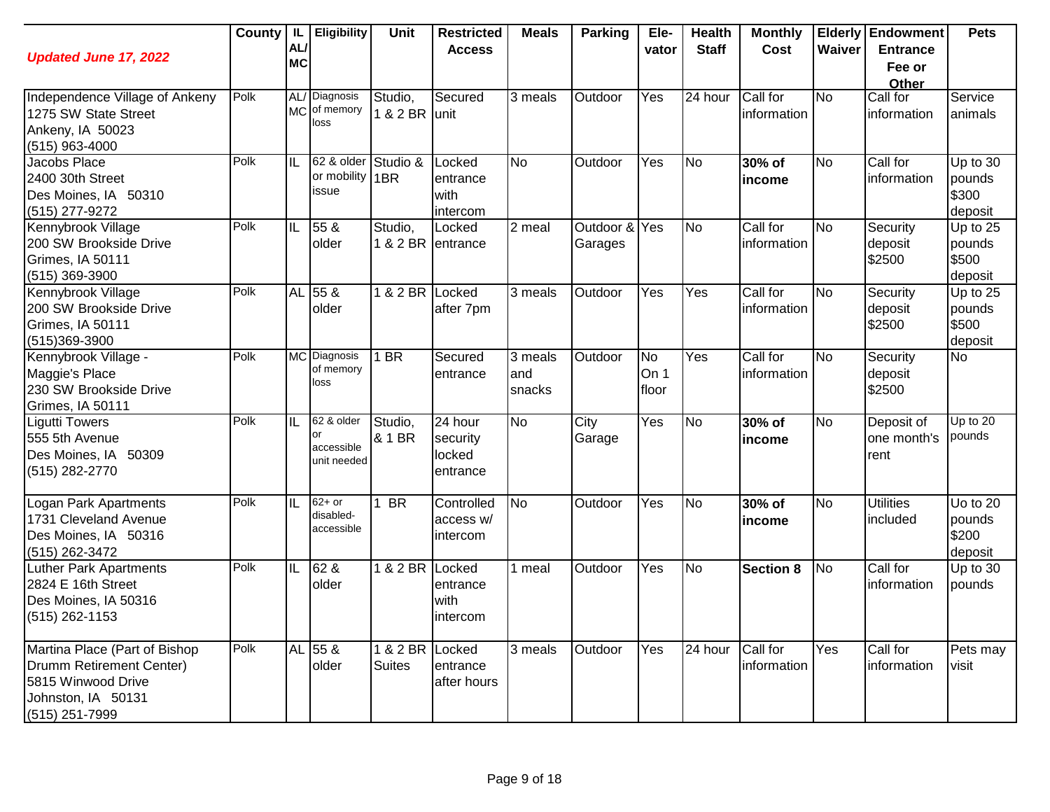| *Updated June 17, 2022* | County | IL AL/ MC | Eligibility | Unit | Restricted Access | Meals | Parking | Ele-vator | Health Staff | Monthly Cost | Elderly Waiver | Endowment Entrance Fee or Other | Pets |
|---|---|---|---|---|---|---|---|---|---|---|---|---|---|
| Independence Village of Ankeny 1275 SW State Street Ankeny, IA 50023 (515) 963-4000 | Polk | AL/ MC | Diagnosis of memory loss | Studio, 1 & 2 BR | Secured unit | 3 meals | Outdoor | Yes | 24 hour | Call for information | No | Call for information | Service animals |
| Jacobs Place 2400 30th Street Des Moines, IA 50310 (515) 277-9272 | Polk | IL | 62 & older or mobility issue | Studio & 1BR | Locked entrance with intercom | No | Outdoor | Yes | No | **30% of income** | No | Call for information | Up to 30 pounds $300 deposit |
| Kennybrook Village 200 SW Brookside Drive Grimes, IA 50111 (515) 369-3900 | Polk | IL | 55 & older | Studio, 1 & 2 BR | Locked entrance | 2 meal | Outdoor & Garages | Yes | No | Call for information | No | Security deposit $2500 | Up to 25 pounds $500 deposit |
| Kennybrook Village 200 SW Brookside Drive Grimes, IA 50111 (515)369-3900 | Polk | AL | 55 & older | 1 & 2 BR | Locked after 7pm | 3 meals | Outdoor | Yes | Yes | Call for information | No | Security deposit $2500 | Up to 25 pounds $500 deposit |
| Kennybrook Village - Maggie's Place 230 SW Brookside Drive Grimes, IA 50111 | Polk | MC | Diagnosis of memory loss | 1 BR | Secured entrance | 3 meals and snacks | Outdoor | No On 1 floor | Yes | Call for information | No | Security deposit $2500 | No |
| Ligutti Towers 555 5th Avenue Des Moines, IA 50309 (515) 282-2770 | Polk | IL | 62 & older or accessible unit needed | Studio, & 1 BR | 24 hour security locked entrance | No | City Garage | Yes | No | **30% of income** | No | Deposit of one month's rent | Up to 20 pounds |
| Logan Park Apartments 1731 Cleveland Avenue Des Moines, IA 50316 (515) 262-3472 | Polk | IL | 62+ or disabled-accessible | 1 BR | Controlled access w/ intercom | No | Outdoor | Yes | No | **30% of income** | No | Utilities included | Uo to 20 pounds $200 deposit |
| Luther Park Apartments 2824 E 16th Street Des Moines, IA 50316 (515) 262-1153 | Polk | IL | 62 & older | 1 & 2 BR | Locked entrance with intercom | 1 meal | Outdoor | Yes | No | **Section 8** | No | Call for information | Up to 30 pounds |
| Martina Place (Part of Bishop Drumm Retirement Center) 5815 Winwood Drive Johnston, IA 50131 (515) 251-7999 | Polk | AL | 55 & older | 1 & 2 BR Suites | Locked entrance after hours | 3 meals | Outdoor | Yes | 24 hour | Call for information | Yes | Call for information | Pets may visit |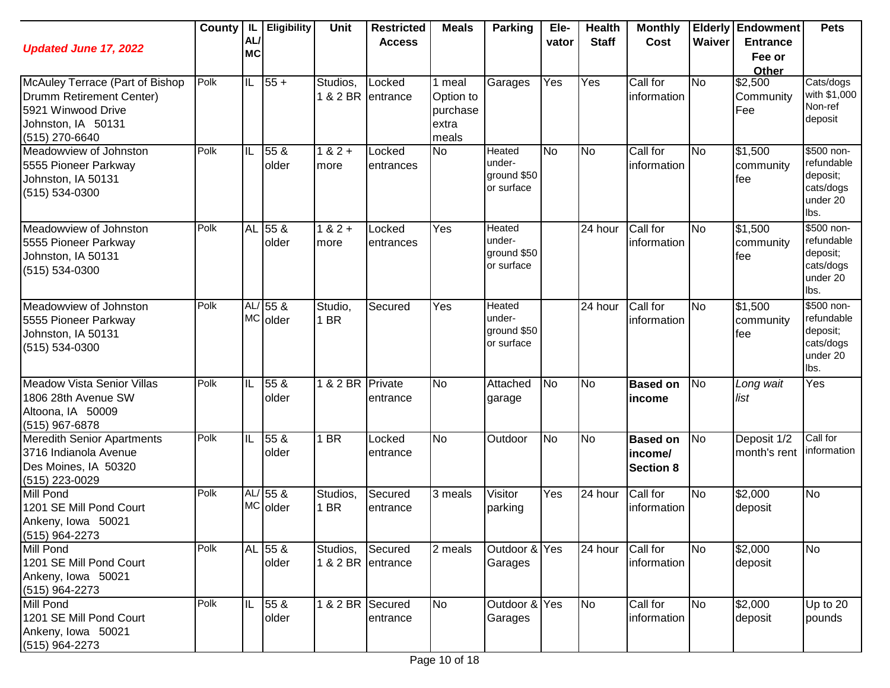| *Updated June 17, 2022* | County | IL AL/ MC | Eligibility | Unit | Restricted Access | Meals | Parking | Ele-vator | Health Staff | Monthly Cost | Elderly Waiver | Endowment Entrance Fee or Other | Pets |
|---|---|---|---|---|---|---|---|---|---|---|---|---|---|
| McAuley Terrace (Part of Bishop Drumm Retirement Center)<br>5921 Winwood Drive<br>Johnston, IA 50131<br>(515) 270-6640 | Polk | IL | 55 + | Studios, 1 & 2 BR | Locked entrance | 1 meal Option to purchase extra meals | Garages | Yes | Yes | Call for information | No | $2,500 Community Fee | Cats/dogs with $1,000 Non-ref deposit |
| Meadowview of Johnston<br>5555 Pioneer Parkway<br>Johnston, IA 50131<br>(515) 534-0300 | Polk | IL | 55 & older | 1 & 2 + more | Locked entrances | No | Heated under-ground $50 or surface | No | No | Call for information | No | $1,500 community fee | $500 non-refundable deposit; cats/dogs under 20 lbs. |
| Meadowview of Johnston<br>5555 Pioneer Parkway<br>Johnston, IA 50131<br>(515) 534-0300 | Polk | AL | 55 & older | 1 & 2 + more | Locked entrances | Yes | Heated under-ground $50 or surface | | 24 hour | Call for information | No | $1,500 community fee | $500 non-refundable deposit; cats/dogs under 20 lbs. |
| Meadowview of Johnston<br>5555 Pioneer Parkway<br>Johnston, IA 50131<br>(515) 534-0300 | Polk | AL/ MC | 55 & older | Studio, 1 BR | Secured | Yes | Heated under-ground $50 or surface | | 24 hour | Call for information | No | $1,500 community fee | $500 non-refundable deposit; cats/dogs under 20 lbs. |
| Meadow Vista Senior Villas<br>1806 28th Avenue SW<br>Altoona, IA 50009<br>(515) 967-6878 | Polk | IL | 55 & older | 1 & 2 BR | Private entrance | No | Attached garage | No | No | **Based on income** | No | *Long wait list* | Yes |
| Meredith Senior Apartments<br>3716 Indianola Avenue<br>Des Moines, IA 50320<br>(515) 223-0029 | Polk | IL | 55 & older | 1 BR | Locked entrance | No | Outdoor | No | No | **Based on income/ Section 8** | No | Deposit 1/2 month's rent | Call for information |
| Mill Pond<br>1201 SE Mill Pond Court<br>Ankeny, Iowa 50021<br>(515) 964-2273 | Polk | AL/ MC | 55 & older | Studios, 1 BR | Secured entrance | 3 meals | Visitor parking | Yes | 24 hour | Call for information | No | $2,000 deposit | No |
| Mill Pond<br>1201 SE Mill Pond Court<br>Ankeny, Iowa 50021<br>(515) 964-2273 | Polk | AL | 55 & older | Studios, 1 & 2 BR | Secured entrance | 2 meals | Outdoor & Garages | Yes | 24 hour | Call for information | No | $2,000 deposit | No |
| Mill Pond<br>1201 SE Mill Pond Court<br>Ankeny, Iowa 50021<br>(515) 964-2273 | Polk | IL | 55 & older | 1 & 2 BR | Secured entrance | No | Outdoor & Garages | Yes | No | Call for information | No | $2,000 deposit | Up to 20 pounds |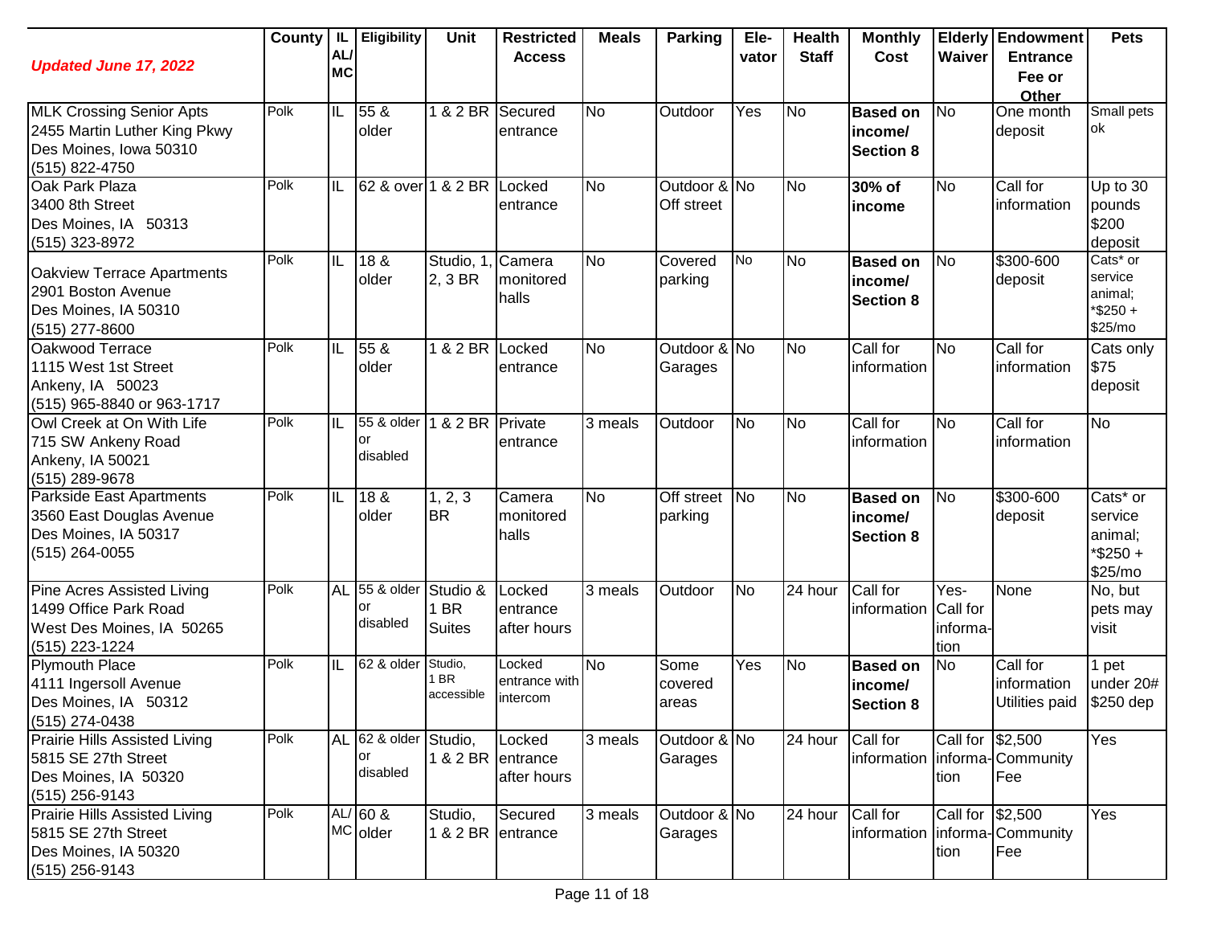| *Updated June 17, 2022* | County | IL AL/ MC | Eligibility | Unit | Restricted Access | Meals | Parking | Ele-vator | Health Staff | Monthly Cost | Elderly Waiver | Endowment Entrance Fee or Other | Pets |
|---|---|---|---|---|---|---|---|---|---|---|---|---|---|
| MLK Crossing Senior Apts<br>2455 Martin Luther King Pkwy<br>Des Moines, Iowa 50310<br>(515) 822-4750 | Polk | IL | 55 & older | 1 & 2 BR | Secured entrance | No | Outdoor | Yes | No | **Based on income/ Section 8** | No | One month deposit | Small pets ok |
| Oak Park Plaza<br>3400 8th Street<br>Des Moines, IA 50313<br>(515) 323-8972 | Polk | IL | 62 & over | 1 & 2 BR | Locked entrance | No | Outdoor & Off street | No | No | **30% of income** | No | Call for information | Up to 30 pounds $200 deposit |
| Oakview Terrace Apartments<br>2901 Boston Avenue<br>Des Moines, IA 50310<br>(515) 277-8600 | Polk | IL | 18 & older | Studio, 1, 2, 3 BR | Camera monitored halls | No | Covered parking | No | No | **Based on income/ Section 8** | No | $300-600 deposit | Cats* or service animal; *$250 + $25/mo |
| Oakwood Terrace<br>1115 West 1st Street<br>Ankeny, IA 50023<br>(515) 965-8840 or 963-1717 | Polk | IL | 55 & older | 1 & 2 BR | Locked entrance | No | Outdoor & Garages | No | No | Call for information | No | Call for information | Cats only $75 deposit |
| Owl Creek at On With Life<br>715 SW Ankeny Road<br>Ankeny, IA 50021<br>(515) 289-9678 | Polk | IL | 55 & older or disabled | 1 & 2 BR | Private entrance | 3 meals | Outdoor | No | No | Call for information | No | Call for information | No |
| Parkside East Apartments<br>3560 East Douglas Avenue<br>Des Moines, IA 50317<br>(515) 264-0055 | Polk | IL | 18 & older | 1, 2, 3 BR | Camera monitored halls | No | Off street parking | No | No | **Based on income/ Section 8** | No | $300-600 deposit | Cats* or service animal; *$250 + $25/mo |
| Pine Acres Assisted Living<br>1499 Office Park Road<br>West Des Moines, IA 50265<br>(515) 223-1224 | Polk | AL | 55 & older or disabled | Studio & 1 BR Suites | Locked entrance after hours | 3 meals | Outdoor | No | 24 hour | Call for information | Yes- Call for information | None | No, but pets may visit |
| Plymouth Place<br>4111 Ingersoll Avenue<br>Des Moines, IA 50312<br>(515) 274-0438 | Polk | IL | 62 & older | Studio, 1 BR accessible | Locked entrance with intercom | No | Some covered areas | Yes | No | **Based on income/ Section 8** | No | Call for information Utilities paid | 1 pet under 20# $250 dep |
| Prairie Hills Assisted Living<br>5815 SE 27th Street<br>Des Moines, IA 50320<br>(515) 256-9143 | Polk | AL | 62 & older or disabled | Studio, 1 & 2 BR | Locked entrance after hours | 3 meals | Outdoor & Garages | No | 24 hour | Call for information | Call for information | $2,500 Community Fee | Yes |
| Prairie Hills Assisted Living<br>5815 SE 27th Street<br>Des Moines, IA 50320<br>(515) 256-9143 | Polk | AL/ MC | 60 & older | Studio, 1 & 2 BR | Secured entrance | 3 meals | Outdoor & Garages | No | 24 hour | Call for information | Call for information | $2,500 Community Fee | Yes |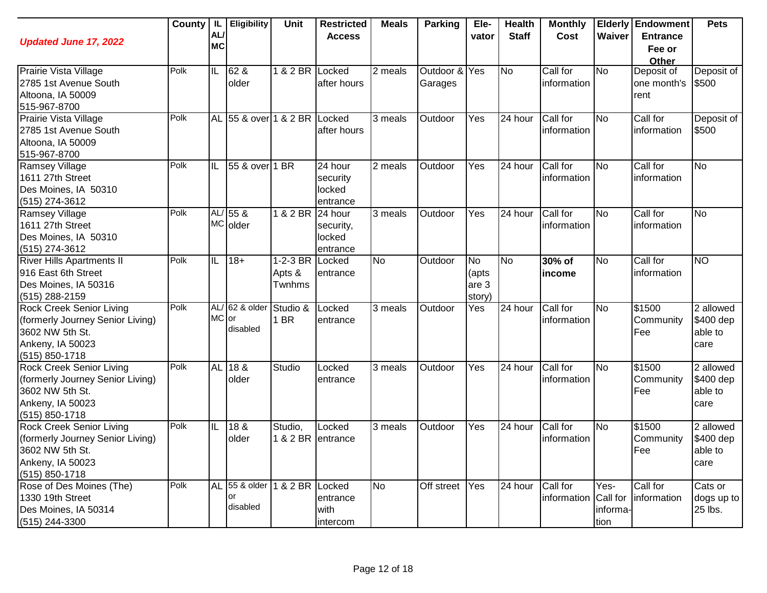| *Updated June 17, 2022* | County | IL AL/ MC | Eligibility | Unit | Restricted Access | Meals | Parking | Ele-vator | Health Staff | Monthly Cost | Elderly Waiver | Endowment Entrance Fee or Other | Pets |
|---|---|---|---|---|---|---|---|---|---|---|---|---|---|
| Prairie Vista Village<br>2785 1st Avenue South<br>Altoona, IA 50009<br>515-967-8700 | Polk | IL | 62 & older | 1 & 2 BR | Locked after hours | 2 meals | Outdoor & Garages | Yes | No | Call for information | No | Deposit of one month's rent | Deposit of $500 |
| Prairie Vista Village<br>2785 1st Avenue South<br>Altoona, IA 50009<br>515-967-8700 | Polk | AL | 55 & over | 1 & 2 BR | Locked after hours | 3 meals | Outdoor | Yes | 24 hour | Call for information | No | Call for information | Deposit of $500 |
| Ramsey Village<br>1611 27th Street<br>Des Moines, IA 50310<br>(515) 274-3612 | Polk | IL | 55 & over | 1 BR | 24 hour security locked entrance | 2 meals | Outdoor | Yes | 24 hour | Call for information | No | Call for information | No |
| Ramsey Village<br>1611 27th Street<br>Des Moines, IA 50310<br>(515) 274-3612 | Polk | AL/ MC | 55 & older | 1 & 2 BR | 24 hour security, locked entrance | 3 meals | Outdoor | Yes | 24 hour | Call for information | No | Call for information | No |
| River Hills Apartments II<br>916 East 6th Street<br>Des Moines, IA 50316<br>(515) 288-2159 | Polk | IL | 18+ | 1-2-3 BR Apts & Twnhms | Locked entrance | No | Outdoor | No (apts are 3 story) | No | **30% of income** | No | Call for information | NO |
| Rock Creek Senior Living<br>(formerly Journey Senior Living)<br>3602 NW 5th St.<br>Ankeny, IA 50023<br>(515) 850-1718 | Polk | AL/ MC | 62 & older or disabled | Studio & 1 BR | Locked entrance | 3 meals | Outdoor | Yes | 24 hour | Call for information | No | $1500 Community Fee | 2 allowed $400 dep able to care |
| Rock Creek Senior Living<br>(formerly Journey Senior Living)<br>3602 NW 5th St.<br>Ankeny, IA 50023<br>(515) 850-1718 | Polk | AL | 18 & older | Studio | Locked entrance | 3 meals | Outdoor | Yes | 24 hour | Call for information | No | $1500 Community Fee | 2 allowed $400 dep able to care |
| Rock Creek Senior Living<br>(formerly Journey Senior Living)<br>3602 NW 5th St.<br>Ankeny, IA 50023<br>(515) 850-1718 | Polk | IL | 18 & older | Studio, 1 & 2 BR | Locked entrance | 3 meals | Outdoor | Yes | 24 hour | Call for information | No | $1500 Community Fee | 2 allowed $400 dep able to care |
| Rose of Des Moines (The)<br>1330 19th Street<br>Des Moines, IA 50314<br>(515) 244-3300 | Polk | AL | 55 & older or disabled | 1 & 2 BR | Locked entrance with intercom | No | Off street | Yes | 24 hour | Call for information | Yes- Call for informa-tion | Call for information | Cats or dogs up to 25 lbs. |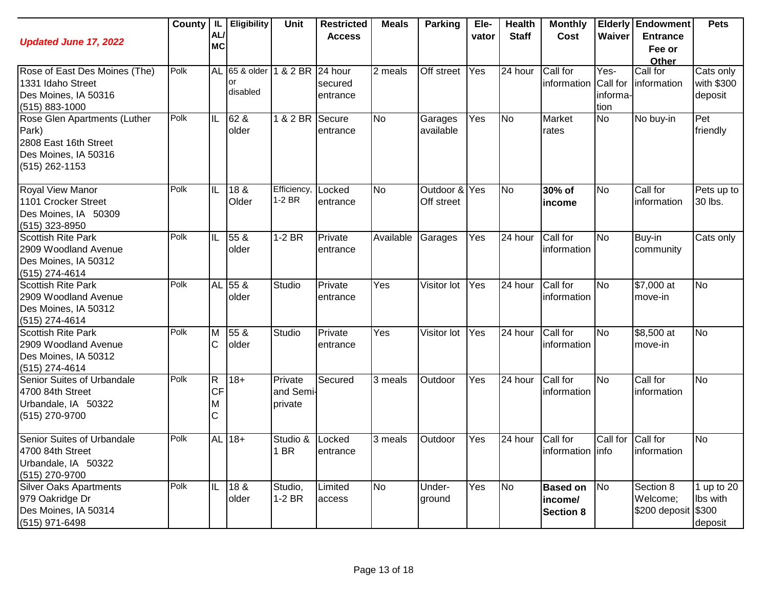| *Updated June 17, 2022* | County | IL AL/ MC | Eligibility | Unit | Restricted Access | Meals | Parking | Ele-vator | Health Staff | Monthly Cost | Elderly Waiver | Endowment Entrance Fee or Other | Pets |
|---|---|---|---|---|---|---|---|---|---|---|---|---|---|
| Rose of East Des Moines (The) 1331 Idaho Street Des Moines, IA 50316 (515) 883-1000 | Polk | AL | 65 & older or disabled | 1 & 2 BR | 24 hour secured entrance | 2 meals | Off street | Yes | 24 hour | Call for information | Yes- Call for informa-tion | Call for information | Cats only with $300 deposit |
| Rose Glen Apartments (Luther Park) 2808 East 16th Street Des Moines, IA 50316 (515) 262-1153 | Polk | IL | 62 & older | 1 & 2 BR | Secure entrance | No | Garages available | Yes | No | Market rates | No | No buy-in | Pet friendly |
| Royal View Manor 1101 Crocker Street Des Moines, IA 50309 (515) 323-8950 | Polk | IL | 18 & Older | Efficiency, 1-2 BR | Locked entrance | No | Outdoor & Off street | Yes | No | **30% of income** | No | Call for information | Pets up to 30 lbs. |
| Scottish Rite Park 2909 Woodland Avenue Des Moines, IA 50312 (515) 274-4614 | Polk | IL | 55 & older | 1-2 BR | Private entrance | Available | Garages | Yes | 24 hour | Call for information | No | Buy-in community | Cats only |
| Scottish Rite Park 2909 Woodland Avenue Des Moines, IA 50312 (515) 274-4614 | Polk | AL | 55 & older | Studio | Private entrance | Yes | Visitor lot | Yes | 24 hour | Call for information | No | $7,000 at move-in | No |
| Scottish Rite Park 2909 Woodland Avenue Des Moines, IA 50312 (515) 274-4614 | Polk | MC | 55 & older | Studio | Private entrance | Yes | Visitor lot | Yes | 24 hour | Call for information | No | $8,500 at move-in | No |
| Senior Suites of Urbandale 4700 84th Street Urbandale, IA 50322 (515) 270-9700 | Polk | RCF MC | 18+ | Private and Semi-private | Secured | 3 meals | Outdoor | Yes | 24 hour | Call for information | No | Call for information | No |
| Senior Suites of Urbandale 4700 84th Street Urbandale, IA 50322 (515) 270-9700 | Polk | AL | 18+ | Studio & 1 BR | Locked entrance | 3 meals | Outdoor | Yes | 24 hour | Call for information | Call for info | Call for information | No |
| Silver Oaks Apartments 979 Oakridge Dr Des Moines, IA 50314 (515) 971-6498 | Polk | IL | 18 & older | Studio, 1-2 BR | Limited access | No | Under-ground | Yes | No | **Based on income/ Section 8** | No | Section 8 Welcome; $200 deposit | 1 up to 20 lbs with $300 deposit |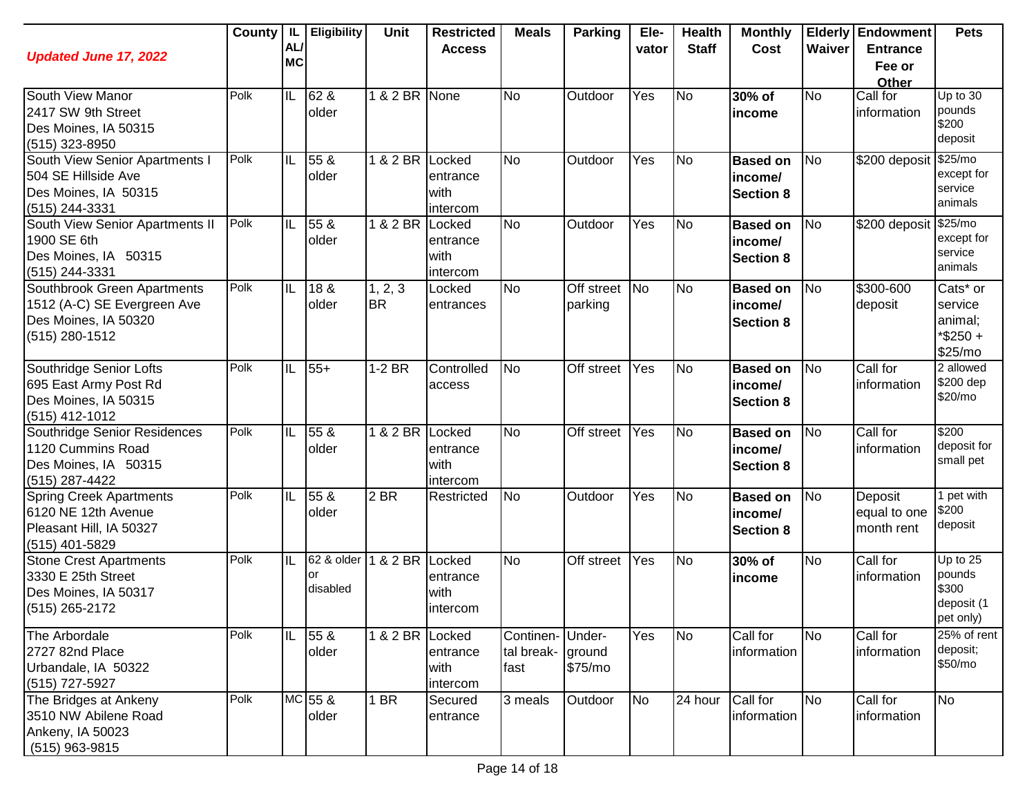| *Updated June 17, 2022* | County | IL AL/ MC | Eligibility | Unit | Restricted Access | Meals | Parking | Ele-vator | Health Staff | Monthly Cost | Elderly Waiver | Endowment Entrance Fee or Other | Pets |
|---|---|---|---|---|---|---|---|---|---|---|---|---|---|
| South View Manor<br>2417 SW 9th Street<br>Des Moines, IA 50315<br>(515) 323-8950 | Polk | IL | 62 & older | 1 & 2 BR | None | No | Outdoor | Yes | No | **30% of income** | No | Call for information | Up to 30 pounds $200 deposit |
| South View Senior Apartments I<br>504 SE Hillside Ave<br>Des Moines, IA 50315<br>(515) 244-3331 | Polk | IL | 55 & older | 1 & 2 BR | Locked entrance with intercom | No | Outdoor | Yes | No | **Based on income/ Section 8** | No | $200 deposit | $25/mo except for service animals |
| South View Senior Apartments II<br>1900 SE 6th<br>Des Moines, IA 50315<br>(515) 244-3331 | Polk | IL | 55 & older | 1 & 2 BR | Locked entrance with intercom | No | Outdoor | Yes | No | **Based on income/ Section 8** | No | $200 deposit | $25/mo except for service animals |
| Southbrook Green Apartments<br>1512 (A-C) SE Evergreen Ave<br>Des Moines, IA 50320<br>(515) 280-1512 | Polk | IL | 18 & older | 1, 2, 3 BR | Locked entrances | No | Off street parking | No | No | **Based on income/ Section 8** | No | $300-600 deposit | Cats* or service animal; *$250 + $25/mo |
| Southridge Senior Lofts<br>695 East Army Post Rd<br>Des Moines, IA 50315<br>(515) 412-1012 | Polk | IL | 55+ | 1-2 BR | Controlled access | No | Off street | Yes | No | **Based on income/ Section 8** | No | Call for information | 2 allowed $200 dep $20/mo |
| Southridge Senior Residences<br>1120 Cummins Road<br>Des Moines, IA 50315<br>(515) 287-4422 | Polk | IL | 55 & older | 1 & 2 BR | Locked entrance with intercom | No | Off street | Yes | No | **Based on income/ Section 8** | No | Call for information | $200 deposit for small pet |
| Spring Creek Apartments<br>6120 NE 12th Avenue<br>Pleasant Hill, IA 50327<br>(515) 401-5829 | Polk | IL | 55 & older | 2 BR | Restricted | No | Outdoor | Yes | No | **Based on income/ Section 8** | No | Deposit equal to one month rent | 1 pet with $200 deposit |
| Stone Crest Apartments<br>3330 E 25th Street<br>Des Moines, IA 50317<br>(515) 265-2172 | Polk | IL | 62 & older or disabled | 1 & 2 BR | Locked entrance with intercom | No | Off street | Yes | No | **30% of income** | No | Call for information | Up to 25 pounds $300 deposit (1 pet only) |
| The Arbordale<br>2727 82nd Place<br>Urbandale, IA 50322<br>(515) 727-5927 | Polk | IL | 55 & older | 1 & 2 BR | Locked entrance with intercom | Continental breakfast | Underground $75/mo | Yes | No | Call for information | No | Call for information | 25% of rent deposit; $50/mo |
| The Bridges at Ankeny<br>3510 NW Abilene Road<br>Ankeny, IA 50023<br>(515) 963-9815 | Polk | MC | 55 & older | 1 BR | Secured entrance | 3 meals | Outdoor | No | 24 hour | Call for information | No | Call for information | No |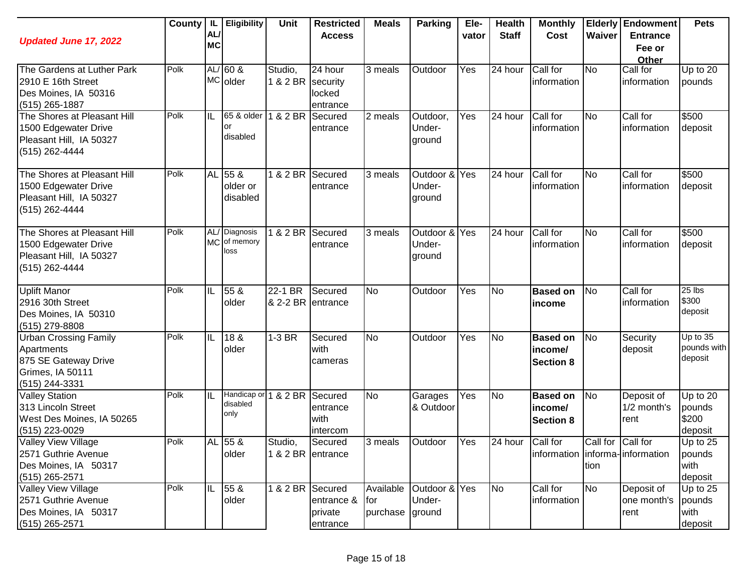| *Updated June 17, 2022* | County | IL AL/ MC | Eligibility | Unit | Restricted Access | Meals | Parking | Ele-vator | Health Staff | Monthly Cost | Elderly Waiver | Endowment Entrance Fee or Other | Pets |
|---|---|---|---|---|---|---|---|---|---|---|---|---|---|
| The Gardens at Luther Park<br>2910 E 16th Street<br>Des Moines, IA 50316<br>(515) 265-1887 | Polk | AL/ MC | 60 & older | Studio, 1 & 2 BR | 24 hour security locked entrance | 3 meals | Outdoor | Yes | 24 hour | Call for information | No | Call for information | Up to 20 pounds |
| The Shores at Pleasant Hill<br>1500 Edgewater Drive<br>Pleasant Hill, IA 50327<br>(515) 262-4444 | Polk | IL | 65 & older or disabled | 1 & 2 BR | Secured entrance | 2 meals | Outdoor, Under-ground | Yes | 24 hour | Call for information | No | Call for information | $500 deposit |
| The Shores at Pleasant Hill<br>1500 Edgewater Drive<br>Pleasant Hill, IA 50327<br>(515) 262-4444 | Polk | AL | 55 & older or disabled | 1 & 2 BR | Secured entrance | 3 meals | Outdoor & Under-ground | Yes | 24 hour | Call for information | No | Call for information | $500 deposit |
| The Shores at Pleasant Hill<br>1500 Edgewater Drive<br>Pleasant Hill, IA 50327<br>(515) 262-4444 | Polk | AL/ MC | Diagnosis of memory loss | 1 & 2 BR | Secured entrance | 3 meals | Outdoor & Under-ground | Yes | 24 hour | Call for information | No | Call for information | $500 deposit |
| Uplift Manor<br>2916 30th Street<br>Des Moines, IA 50310<br>(515) 279-8808 | Polk | IL | 55 & older | 22-1 BR & 2-2 BR | Secured entrance | No | Outdoor | Yes | No | **Based on income** | No | Call for information | 25 lbs $300 deposit |
| Urban Crossing Family Apartments<br>875 SE Gateway Drive<br>Grimes, IA 50111<br>(515) 244-3331 | Polk | IL | 18 & older | 1-3 BR | Secured with cameras | No | Outdoor | Yes | No | **Based on income/ Section 8** | No | Security deposit | Up to 35 pounds with deposit |
| Valley Station<br>313 Lincoln Street<br>West Des Moines, IA 50265<br>(515) 223-0029 | Polk | IL | Handicap or disabled only | 1 & 2 BR | Secured entrance with intercom | No | Garages & Outdoor | Yes | No | **Based on income/ Section 8** | No | Deposit of 1/2 month's rent | Up to 20 pounds $200 deposit |
| Valley View Village<br>2571 Guthrie Avenue<br>Des Moines, IA 50317<br>(515) 265-2571 | Polk | AL | 55 & older | Studio, 1 & 2 BR | Secured entrance | 3 meals | Outdoor | Yes | 24 hour | Call for information | Call for informa-tion | Call for information | Up to 25 pounds with deposit |
| Valley View Village<br>2571 Guthrie Avenue<br>Des Moines, IA 50317<br>(515) 265-2571 | Polk | IL | 55 & older | 1 & 2 BR | Secured entrance & private entrance | Available for purchase | Outdoor & Under-ground | Yes | No | Call for information | No | Deposit of one month's rent | Up to 25 pounds with deposit |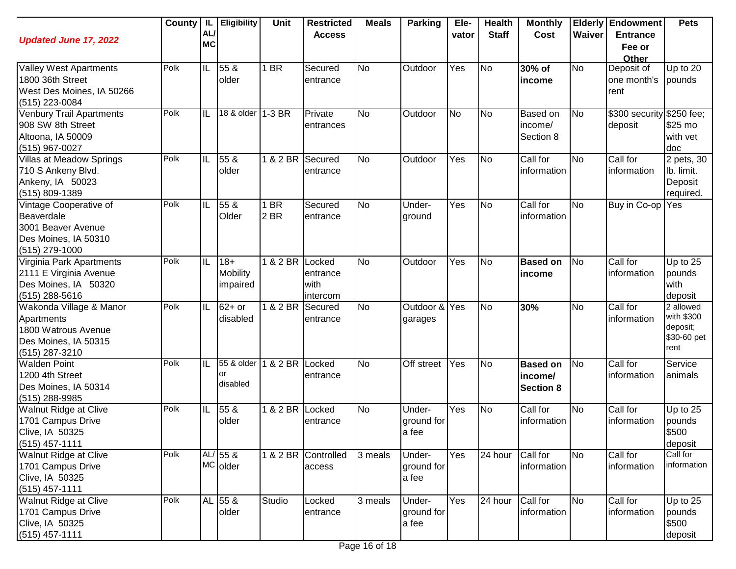| *Updated June 17, 2022* | County | IL AL/ MC | Eligibility | Unit | Restricted Access | Meals | Parking | Ele-vator | Health Staff | Monthly Cost | Elderly Waiver | Endowment Entrance Fee or Other | Pets |
|---|---|---|---|---|---|---|---|---|---|---|---|---|---|
| Valley West Apartments<br>1800 36th Street<br>West Des Moines, IA 50266<br>(515) 223-0084 | Polk | IL | 55 & older | 1 BR | Secured entrance | No | Outdoor | Yes | No | **30% of income** | No | Deposit of one month's rent | Up to 20 pounds |
| Venbury Trail Apartments<br>908 SW 8th Street<br>Altoona, IA 50009<br>(515) 967-0027 | Polk | IL | 18 & older | 1-3 BR | Private entrances | No | Outdoor | No | No | Based on income/ Section 8 | No | $300 security deposit | $250 fee; $25 mo with vet doc |
| Villas at Meadow Springs<br>710 S Ankeny Blvd.<br>Ankeny, IA 50023<br>(515) 809-1389 | Polk | IL | 55 & older | 1 & 2 BR | Secured entrance | No | Outdoor | Yes | No | Call for information | No | Call for information | 2 pets, 30 lb. limit. Deposit required. |
| Vintage Cooperative of Beaverdale<br>3001 Beaver Avenue<br>Des Moines, IA 50310<br>(515) 279-1000 | Polk | IL | 55 & Older | 1 BR<br>2 BR | Secured entrance | No | Under-ground | Yes | No | Call for information | No | Buy in Co-op | Yes |
| Virginia Park Apartments<br>2111 E Virginia Avenue<br>Des Moines, IA 50320<br>(515) 288-5616 | Polk | IL | 18+ Mobility impaired | 1 & 2 BR | Locked entrance with intercom | No | Outdoor | Yes | No | **Based on income** | No | Call for information | Up to 25 pounds with deposit |
| Wakonda Village & Manor Apartments<br>1800 Watrous Avenue<br>Des Moines, IA 50315<br>(515) 287-3210 | Polk | IL | 62+ or disabled | 1 & 2 BR | Secured entrance | No | Outdoor & garages | Yes | No | **30%** | No | Call for information | 2 allowed with $300 deposit; $30-60 pet rent |
| Walden Point<br>1200 4th Street<br>Des Moines, IA 50314<br>(515) 288-9985 | Polk | IL | 55 & older or disabled | 1 & 2 BR | Locked entrance | No | Off street | Yes | No | **Based on income/ Section 8** | No | Call for information | Service animals |
| Walnut Ridge at Clive<br>1701 Campus Drive<br>Clive, IA 50325<br>(515) 457-1111 | Polk | IL | 55 & older | 1 & 2 BR | Locked entrance | No | Under-ground for a fee | Yes | No | Call for information | No | Call for information | Up to 25 pounds $500 deposit |
| Walnut Ridge at Clive<br>1701 Campus Drive<br>Clive, IA 50325<br>(515) 457-1111 | Polk | AL/ MC | 55 & older | 1 & 2 BR | Controlled access | 3 meals | Under-ground for a fee | Yes | 24 hour | Call for information | No | Call for information | Call for information |
| Walnut Ridge at Clive<br>1701 Campus Drive<br>Clive, IA 50325<br>(515) 457-1111 | Polk | AL | 55 & older | Studio | Locked entrance | 3 meals | Under-ground for a fee | Yes | 24 hour | Call for information | No | Call for information | Up to 25 pounds $500 deposit |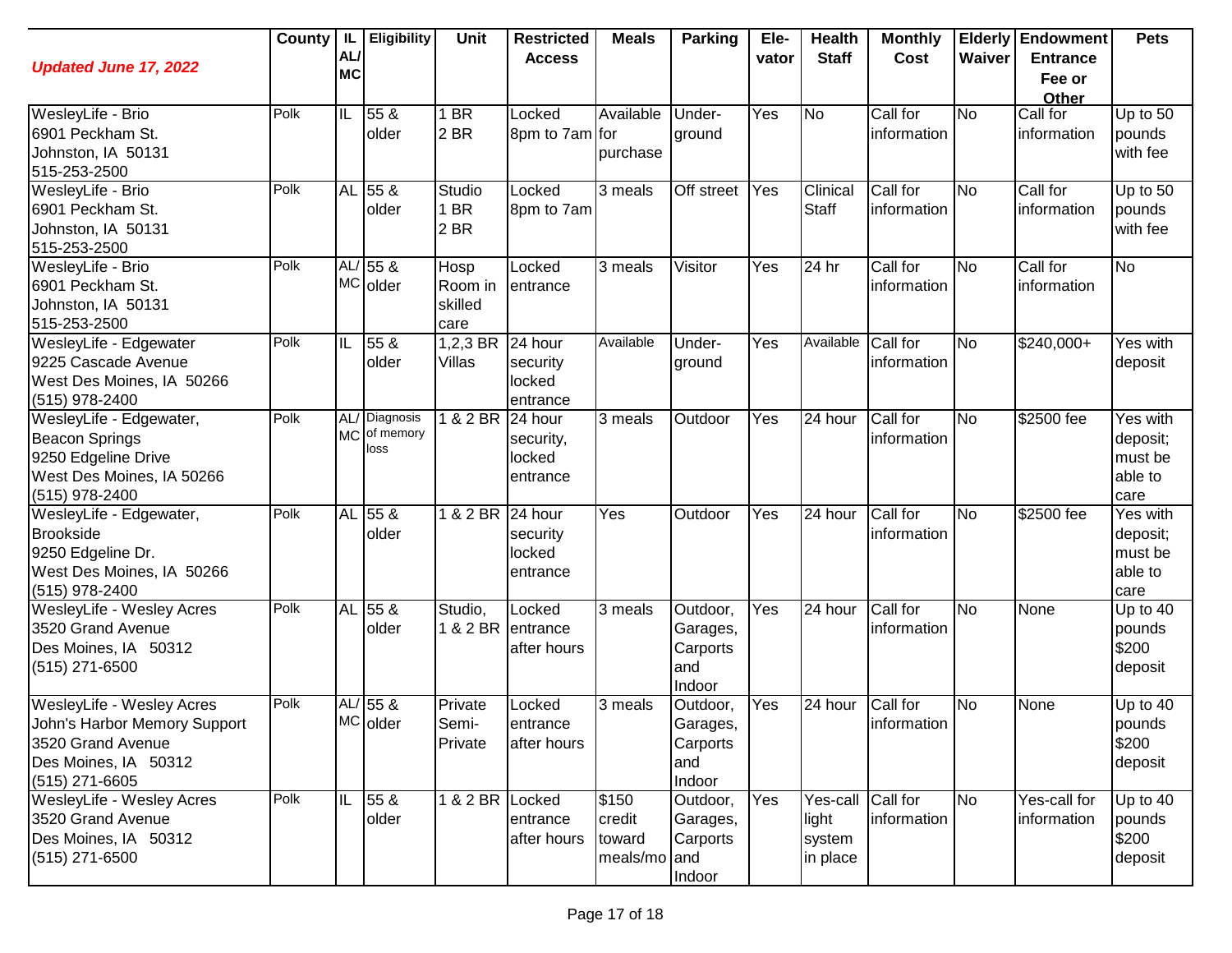| *Updated June 17, 2022* | County | IL AL/ MC | Eligibility | Unit | Restricted Access | Meals | Parking | Ele-vator | Health Staff | Monthly Cost | Elderly Waiver | Endowment Entrance Fee or Other | Pets |
|---|---|---|---|---|---|---|---|---|---|---|---|---|---|
| WesleyLife - Brio<br>6901 Peckham St.<br>Johnston, IA 50131<br>515-253-2500 | Polk | IL | 55 & older | 1 BR<br>2 BR | Locked 8pm to 7am | Available for purchase | Under-ground | Yes | No | Call for information | No | Call for information | Up to 50 pounds with fee |
| WesleyLife - Brio<br>6901 Peckham St.<br>Johnston, IA 50131<br>515-253-2500 | Polk | AL | 55 & older | Studio<br>1 BR<br>2 BR | Locked 8pm to 7am | 3 meals | Off street | Yes | Clinical Staff | Call for information | No | Call for information | Up to 50 pounds with fee |
| WesleyLife - Brio<br>6901 Peckham St.<br>Johnston, IA 50131<br>515-253-2500 | Polk | AL/ MC | 55 & older | Hosp Room in skilled care | Locked entrance | 3 meals | Visitor | Yes | 24 hr | Call for information | No | Call for information | No |
| WesleyLife - Edgewater<br>9225 Cascade Avenue<br>West Des Moines, IA 50266<br>(515) 978-2400 | Polk | IL | 55 & older | 1,2,3 BR Villas | 24 hour security locked entrance | Available | Under-ground | Yes | Available | Call for information | No | $240,000+ | Yes with deposit |
| WesleyLife - Edgewater, Beacon Springs<br>9250 Edgeline Drive<br>West Des Moines, IA 50266<br>(515) 978-2400 | Polk | AL/ MC | Diagnosis of memory loss | 1 & 2 BR | 24 hour security, locked entrance | 3 meals | Outdoor | Yes | 24 hour | Call for information | No | $2500 fee | Yes with deposit; must be able to care |
| WesleyLife - Edgewater, Brookside<br>9250 Edgeline Dr.<br>West Des Moines, IA 50266<br>(515) 978-2400 | Polk | AL | 55 & older | 1 & 2 BR | 24 hour security locked entrance | Yes | Outdoor | Yes | 24 hour | Call for information | No | $2500 fee | Yes with deposit; must be able to care |
| WesleyLife - Wesley Acres<br>3520 Grand Avenue<br>Des Moines, IA 50312<br>(515) 271-6500 | Polk | AL | 55 & older | Studio, 1 & 2 BR | Locked entrance after hours | 3 meals | Outdoor, Garages, Carports and Indoor | Yes | 24 hour | Call for information | No | None | Up to 40 pounds $200 deposit |
| WesleyLife - Wesley Acres John's Harbor Memory Support<br>3520 Grand Avenue<br>Des Moines, IA 50312<br>(515) 271-6605 | Polk | AL/ MC | 55 & older | Private Semi-Private | Locked entrance after hours | 3 meals | Outdoor, Garages, Carports and Indoor | Yes | 24 hour | Call for information | No | None | Up to 40 pounds $200 deposit |
| WesleyLife - Wesley Acres<br>3520 Grand Avenue<br>Des Moines, IA 50312<br>(515) 271-6500 | Polk | IL | 55 & older | 1 & 2 BR | Locked entrance after hours | $150 credit toward meals/mo | Outdoor, Garages, Carports and Indoor | Yes | Yes-call light system in place | Call for information | No | Yes-call for information | Up to 40 pounds $200 deposit |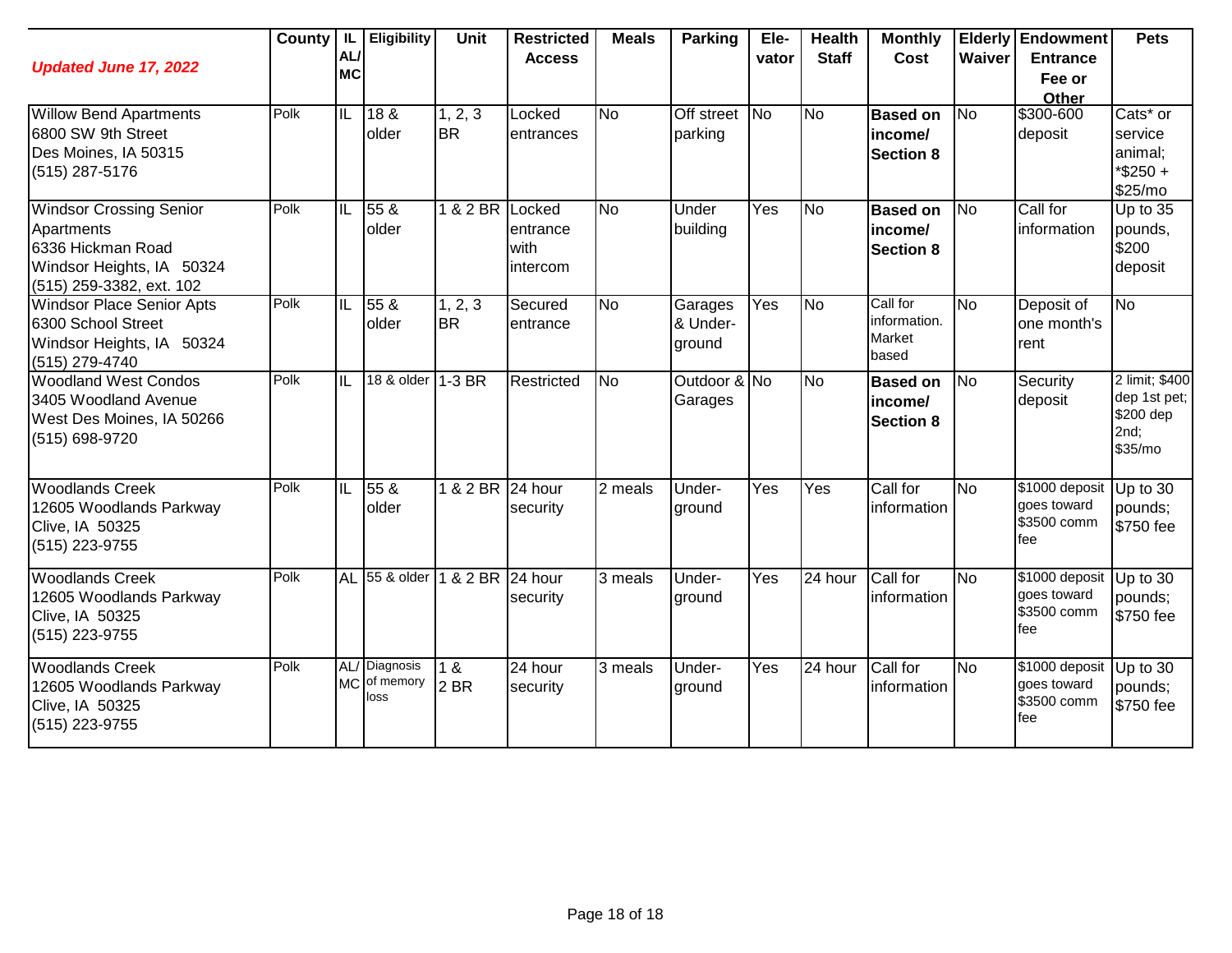| *Updated June 17, 2022* | County | IL AL/ MC | Eligibility | Unit | Restricted Access | Meals | Parking | Ele-vator | Health Staff | Monthly Cost | Elderly Waiver | Endowment Entrance Fee or Other | Pets |
|---|---|---|---|---|---|---|---|---|---|---|---|---|---|
| Willow Bend Apartments<br>6800 SW 9th Street<br>Des Moines, IA 50315<br>(515) 287-5176 | Polk | IL | 18 & older | 1, 2, 3 BR | Locked entrances | No | Off street parking | No | No | **Based on income/ Section 8** | No | $300-600 deposit | Cats* or service animal; *$250 + $25/mo |
| Windsor Crossing Senior Apartments<br>6336 Hickman Road<br>Windsor Heights, IA 50324<br>(515) 259-3382, ext. 102 | Polk | IL | 55 & older | 1 & 2 BR | Locked entrance with intercom | No | Under building | Yes | No | **Based on income/ Section 8** | No | Call for information | Up to 35 pounds, $200 deposit |
| Windsor Place Senior Apts<br>6300 School Street<br>Windsor Heights, IA 50324<br>(515) 279-4740 | Polk | IL | 55 & older | 1, 2, 3 BR | Secured entrance | No | Garages & Under-ground | Yes | No | Call for information. Market based | No | Deposit of one month's rent | No |
| Woodland West Condos<br>3405 Woodland Avenue<br>West Des Moines, IA 50266<br>(515) 698-9720 | Polk | IL | 18 & older | 1-3 BR | Restricted | No | Outdoor & Garages | No | No | **Based on income/ Section 8** | No | Security deposit | 2 limit; $400 dep 1st pet; $200 dep 2nd; $35/mo |
| Woodlands Creek<br>12605 Woodlands Parkway<br>Clive, IA 50325<br>(515) 223-9755 | Polk | IL | 55 & older | 1 & 2 BR | 24 hour security | 2 meals | Under-ground | Yes | Yes | Call for information | No | $1000 deposit goes toward $3500 comm fee | Up to 30 pounds; $750 fee |
| Woodlands Creek<br>12605 Woodlands Parkway<br>Clive, IA 50325<br>(515) 223-9755 | Polk | AL | 55 & older | 1 & 2 BR | 24 hour security | 3 meals | Under-ground | Yes | 24 hour | Call for information | No | $1000 deposit goes toward $3500 comm fee | Up to 30 pounds; $750 fee |
| Woodlands Creek<br>12605 Woodlands Parkway<br>Clive, IA 50325<br>(515) 223-9755 | Polk | AL/ MC | Diagnosis of memory loss | 1 & 2 BR | 24 hour security | 3 meals | Under-ground | Yes | 24 hour | Call for information | No | $1000 deposit goes toward $3500 comm fee | Up to 30 pounds; $750 fee |